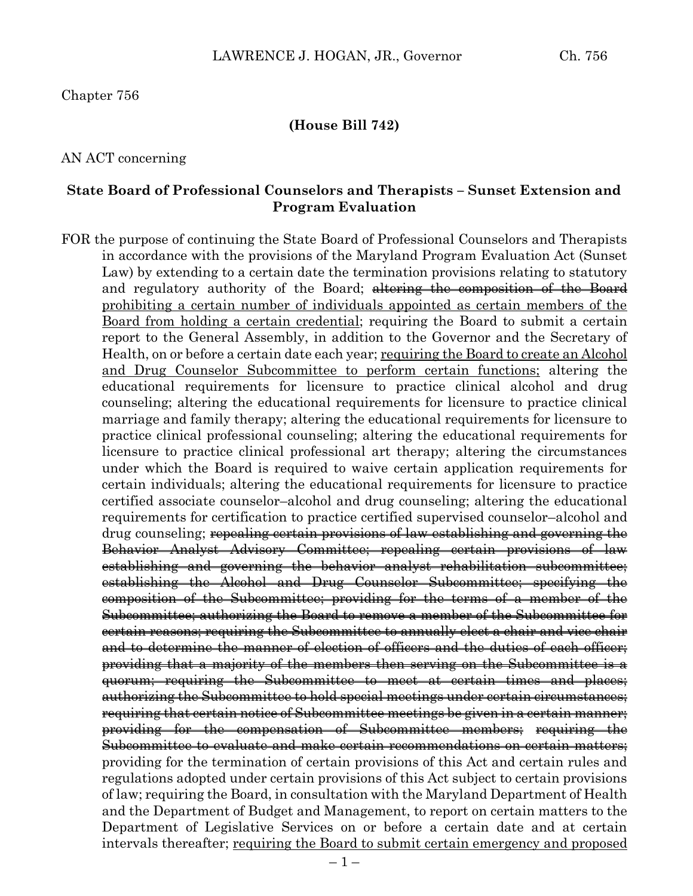Chapter 756

**(House Bill 742)**

AN ACT concerning

**State Board of Professional Counselors and Therapists – Sunset Extension and Program Evaluation**

FOR the purpose of continuing the State Board of Professional Counselors and Therapists in accordance with the provisions of the Maryland Program Evaluation Act (Sunset Law) by extending to a certain date the termination provisions relating to statutory and regulatory authority of the Board; ~~altering the composition of the Board~~ <u>prohibiting a certain number of individuals appointed as certain members of the Board from holding a certain credential</u>; requiring the Board to submit a certain report to the General Assembly, in addition to the Governor and the Secretary of Health, on or before a certain date each year; <u>requiring the Board to create an Alcohol and Drug Counselor Subcommittee to perform certain functions;</u> altering the educational requirements for licensure to practice clinical alcohol and drug counseling; altering the educational requirements for licensure to practice clinical marriage and family therapy; altering the educational requirements for licensure to practice clinical professional counseling; altering the educational requirements for licensure to practice clinical professional art therapy; altering the circumstances under which the Board is required to waive certain application requirements for certain individuals; altering the educational requirements for licensure to practice certified associate counselor–alcohol and drug counseling; altering the educational requirements for certification to practice certified supervised counselor–alcohol and drug counseling; ~~repealing certain provisions of law establishing and governing the Behavior Analyst Advisory Committee; repealing certain provisions of law establishing and governing the behavior analyst rehabilitation subcommittee; establishing the Alcohol and Drug Counselor Subcommittee; specifying the composition of the Subcommittee; providing for the terms of a member of the Subcommittee; authorizing the Board to remove a member of the Subcommittee for certain reasons; requiring the Subcommittee to annually elect a chair and vice chair and to determine the manner of election of officers and the duties of each officer; providing that a majority of the members then serving on the Subcommittee is a quorum; requiring the Subcommittee to meet at certain times and places; authorizing the Subcommittee to hold special meetings under certain circumstances; requiring that certain notice of Subcommittee meetings be given in a certain manner; providing for the compensation of Subcommittee members; requiring the Subcommittee to evaluate and make certain recommendations on certain matters;~~ providing for the termination of certain provisions of this Act and certain rules and regulations adopted under certain provisions of this Act subject to certain provisions of law; requiring the Board, in consultation with the Maryland Department of Health and the Department of Budget and Management, to report on certain matters to the Department of Legislative Services on or before a certain date and at certain intervals thereafter; <u>requiring the Board to submit certain emergency and proposed</u>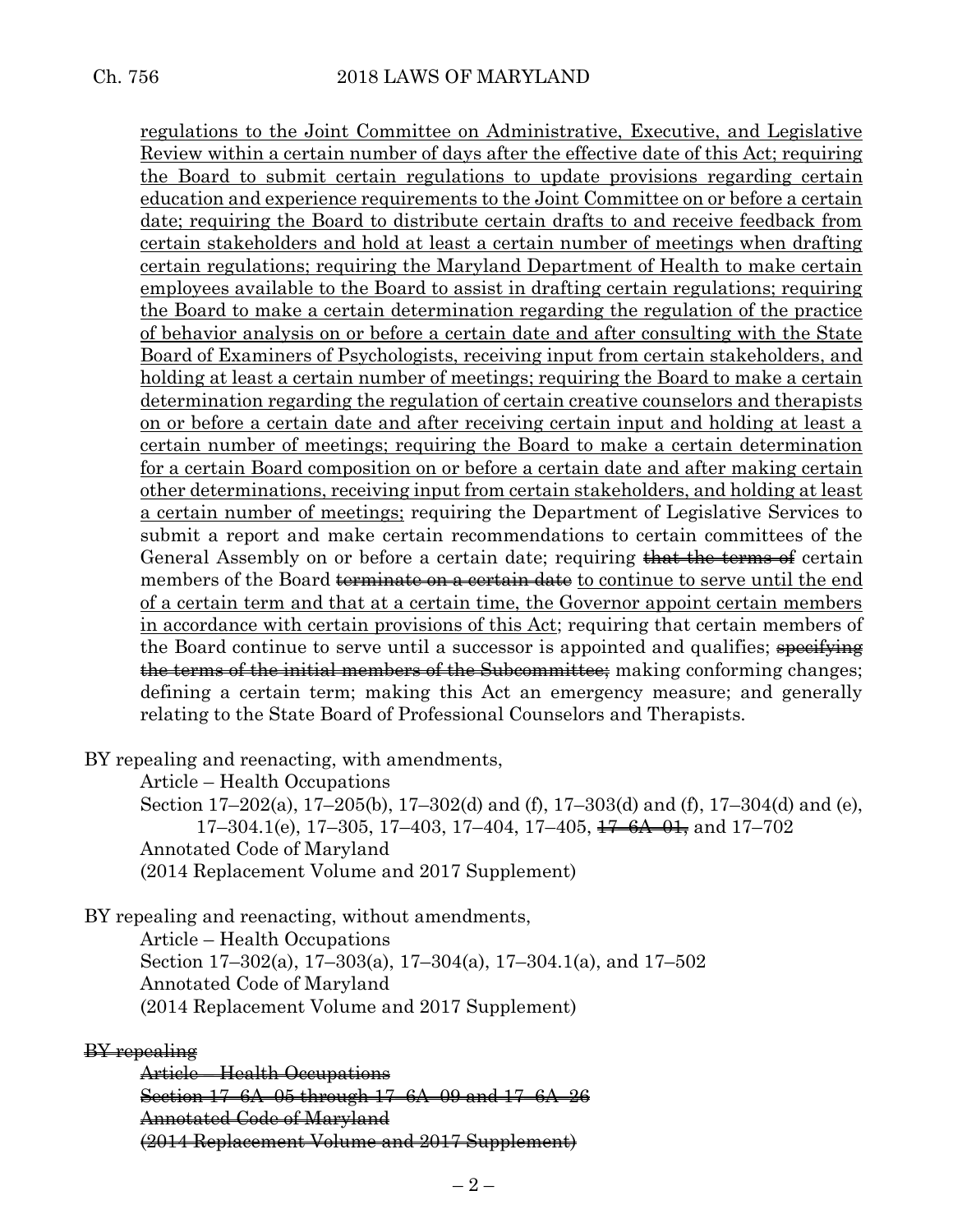<u>regulations to the Joint Committee on Administrative, Executive, and Legislative Review within a certain number of days after the effective date of this Act; requiring the Board to submit certain regulations to update provisions regarding certain education and experience requirements to the Joint Committee on or before a certain date; requiring the Board to distribute certain drafts to and receive feedback from certain stakeholders and hold at least a certain number of meetings when drafting certain regulations; requiring the Maryland Department of Health to make certain employees available to the Board to assist in drafting certain regulations; requiring the Board to make a certain determination regarding the regulation of the practice of behavior analysis on or before a certain date and after consulting with the State Board of Examiners of Psychologists, receiving input from certain stakeholders, and holding at least a certain number of meetings; requiring the Board to make a certain determination regarding the regulation of certain creative counselors and therapists on or before a certain date and after receiving certain input and holding at least a certain number of meetings; requiring the Board to make a certain determination for a certain Board composition on or before a certain date and after making certain other determinations, receiving input from certain stakeholders, and holding at least a certain number of meetings;</u> requiring the Department of Legislative Services to submit a report and make certain recommendations to certain committees of the General Assembly on or before a certain date; requiring ~~that the terms of~~ certain members of the Board ~~terminate on a certain date~~ <u>to continue to serve until the end of a certain term and that at a certain time, the Governor appoint certain members in accordance with certain provisions of this Act</u>; requiring that certain members of the Board continue to serve until a successor is appointed and qualifies; ~~specifying the terms of the initial members of the Subcommittee;~~ making conforming changes; defining a certain term; making this Act an emergency measure; and generally relating to the State Board of Professional Counselors and Therapists.

BY repealing and reenacting, with amendments,

Article – Health Occupations

Section 17–202(a), 17–205(b), 17–302(d) and (f), 17–303(d) and (f), 17–304(d) and (e), 17–304.1(e), 17–305, 17–403, 17–404, 17–405, ~~17–6A–01,~~ and 17–702

Annotated Code of Maryland

(2014 Replacement Volume and 2017 Supplement)

BY repealing and reenacting, without amendments,

Article – Health Occupations

Section 17–302(a), 17–303(a), 17–304(a), 17–304.1(a), and 17–502

Annotated Code of Maryland

(2014 Replacement Volume and 2017 Supplement)

~~BY repealing~~

~~Article – Health Occupations~~

~~Section 17–6A–05 through 17–6A–09 and 17–6A–26~~

~~Annotated Code of Maryland~~

~~(2014 Replacement Volume and 2017 Supplement)~~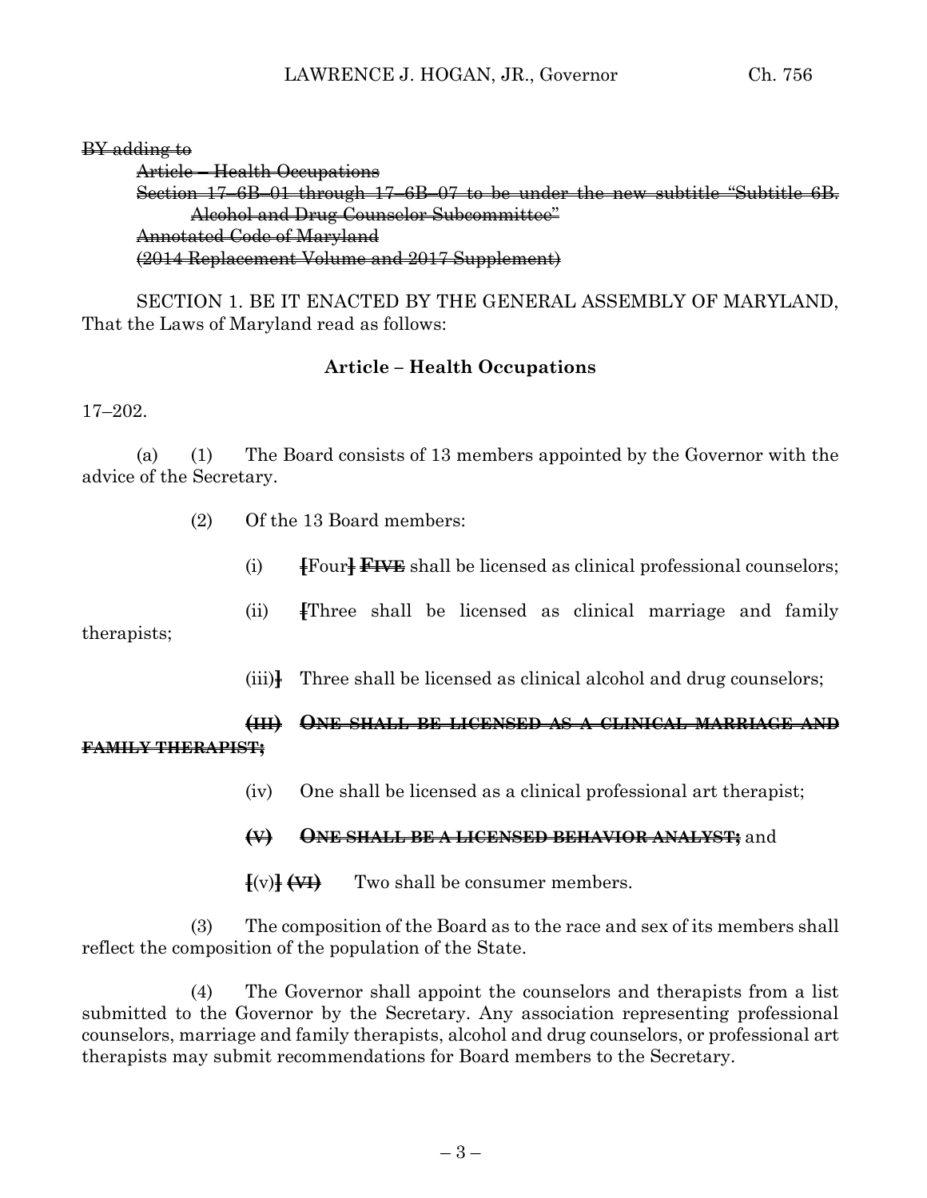~~BY adding to~~

~~Article – Health Occupations~~

~~Section 17–6B–01 through 17–6B–07 to be under the new subtitle "Subtitle 6B. Alcohol and Drug Counselor Subcommittee"~~

~~Annotated Code of Maryland~~

~~(2014 Replacement Volume and 2017 Supplement)~~

SECTION 1. BE IT ENACTED BY THE GENERAL ASSEMBLY OF MARYLAND, That the Laws of Maryland read as follows:

**Article – Health Occupations**

17–202.

(a) (1) The Board consists of 13 members appointed by the Governor with the advice of the Secretary.

(2) Of the 13 Board members:

(i) **[**Four**]** ~~**FIVE**~~ shall be licensed as clinical professional counselors;

(ii) **[**Three shall be licensed as clinical marriage and family therapists;

(iii)**]** Three shall be licensed as clinical alcohol and drug counselors;

~~**(III) ONE SHALL BE LICENSED AS A CLINICAL MARRIAGE AND FAMILY THERAPIST;**~~

(iv) One shall be licensed as a clinical professional art therapist;

~~**(V) ONE SHALL BE A LICENSED BEHAVIOR ANALYST;**~~ and

**[**(v)**]** ~~**(VI)**~~ Two shall be consumer members.

(3) The composition of the Board as to the race and sex of its members shall reflect the composition of the population of the State.

(4) The Governor shall appoint the counselors and therapists from a list submitted to the Governor by the Secretary. Any association representing professional counselors, marriage and family therapists, alcohol and drug counselors, or professional art therapists may submit recommendations for Board members to the Secretary.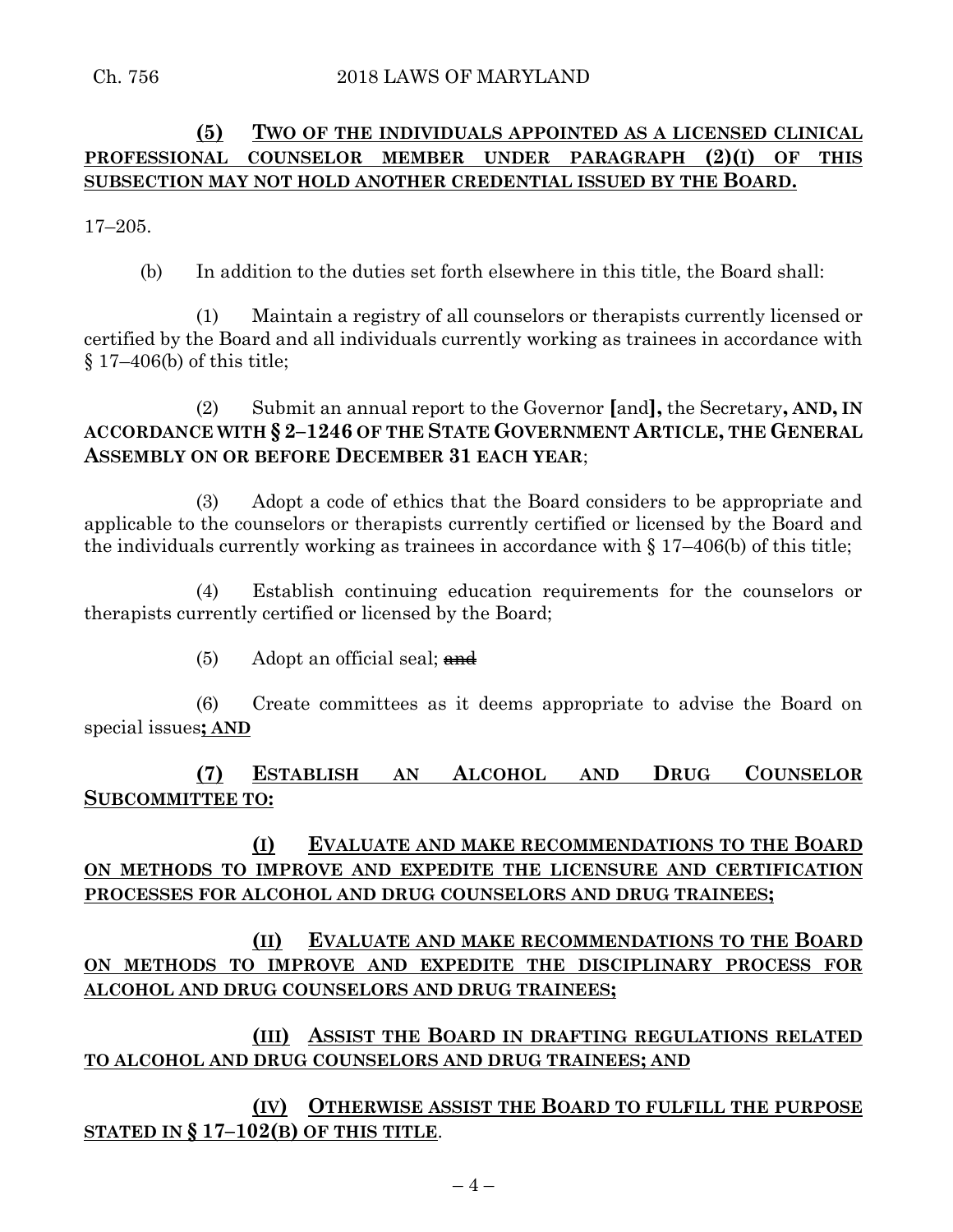**(5) TWO OF THE INDIVIDUALS APPOINTED AS A LICENSED CLINICAL PROFESSIONAL COUNSELOR MEMBER UNDER PARAGRAPH (2)(I) OF THIS SUBSECTION MAY NOT HOLD ANOTHER CREDENTIAL ISSUED BY THE BOARD.**

17–205.

(b) In addition to the duties set forth elsewhere in this title, the Board shall:

(1) Maintain a registry of all counselors or therapists currently licensed or certified by the Board and all individuals currently working as trainees in accordance with § 17–406(b) of this title;

(2) Submit an annual report to the Governor **[**and**],** the Secretary**, AND, IN ACCORDANCE WITH § 2–1246 OF THE STATE GOVERNMENT ARTICLE, THE GENERAL ASSEMBLY ON OR BEFORE DECEMBER 31 EACH YEAR**;

(3) Adopt a code of ethics that the Board considers to be appropriate and applicable to the counselors or therapists currently certified or licensed by the Board and the individuals currently working as trainees in accordance with § 17–406(b) of this title;

(4) Establish continuing education requirements for the counselors or therapists currently certified or licensed by the Board;

(5) Adopt an official seal; ~~and~~

(6) Create committees as it deems appropriate to advise the Board on special issues**; AND**

**(7) ESTABLISH AN ALCOHOL AND DRUG COUNSELOR SUBCOMMITTEE TO:**

**(I) EVALUATE AND MAKE RECOMMENDATIONS TO THE BOARD ON METHODS TO IMPROVE AND EXPEDITE THE LICENSURE AND CERTIFICATION PROCESSES FOR ALCOHOL AND DRUG COUNSELORS AND DRUG TRAINEES;**

**(II) EVALUATE AND MAKE RECOMMENDATIONS TO THE BOARD ON METHODS TO IMPROVE AND EXPEDITE THE DISCIPLINARY PROCESS FOR ALCOHOL AND DRUG COUNSELORS AND DRUG TRAINEES;**

**(III) ASSIST THE BOARD IN DRAFTING REGULATIONS RELATED TO ALCOHOL AND DRUG COUNSELORS AND DRUG TRAINEES; AND**

**(IV) OTHERWISE ASSIST THE BOARD TO FULFILL THE PURPOSE STATED IN § 17–102(B) OF THIS TITLE**.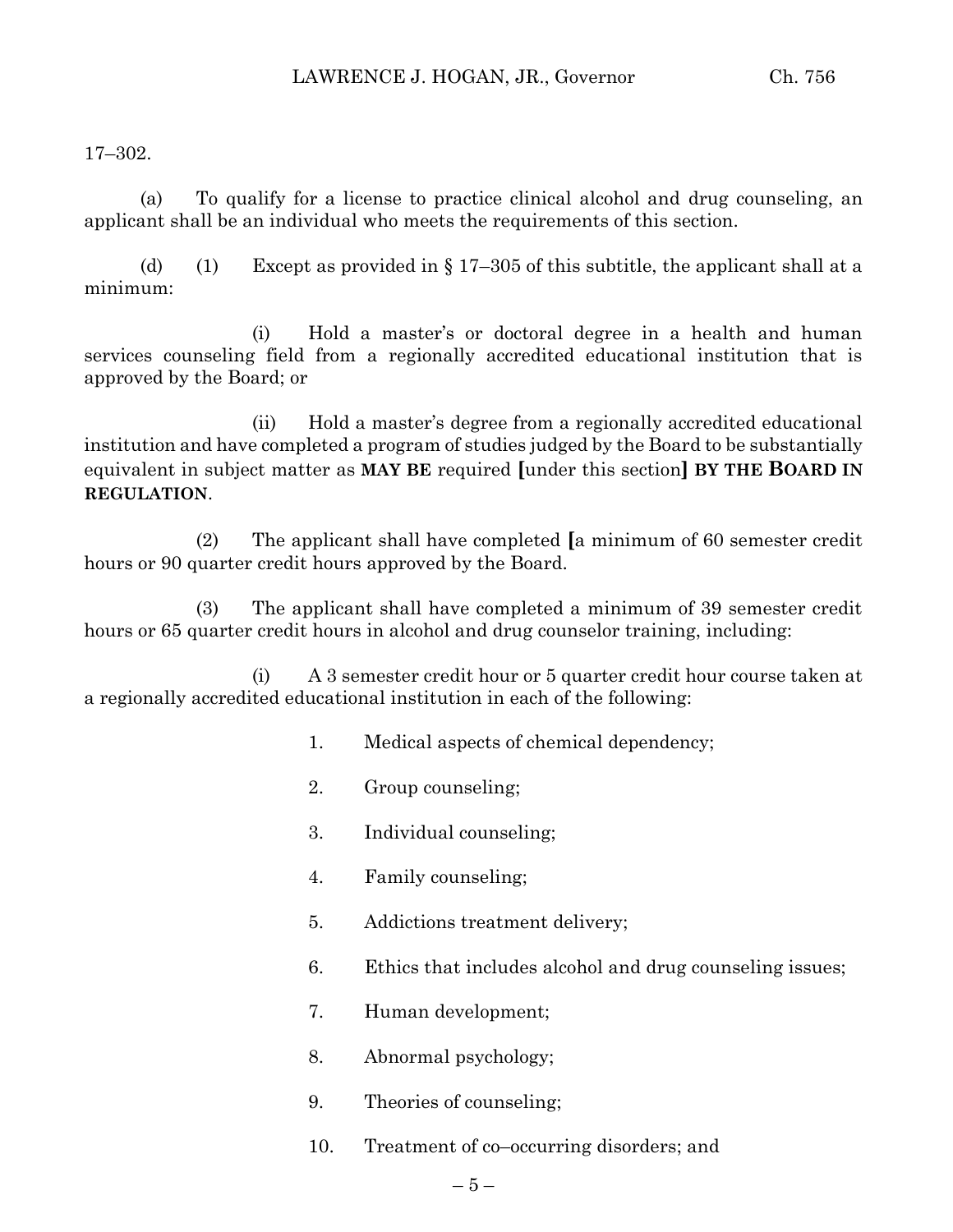17–302.

(a) To qualify for a license to practice clinical alcohol and drug counseling, an applicant shall be an individual who meets the requirements of this section.

(d) (1) Except as provided in § 17–305 of this subtitle, the applicant shall at a minimum:

(i) Hold a master's or doctoral degree in a health and human services counseling field from a regionally accredited educational institution that is approved by the Board; or

(ii) Hold a master's degree from a regionally accredited educational institution and have completed a program of studies judged by the Board to be substantially equivalent in subject matter as **MAY BE** required **[**under this section**] BY THE BOARD IN REGULATION**.

(2) The applicant shall have completed **[**a minimum of 60 semester credit hours or 90 quarter credit hours approved by the Board.

(3) The applicant shall have completed a minimum of 39 semester credit hours or 65 quarter credit hours in alcohol and drug counselor training, including:

(i) A 3 semester credit hour or 5 quarter credit hour course taken at a regionally accredited educational institution in each of the following:

1. Medical aspects of chemical dependency;

2. Group counseling;

3. Individual counseling;

4. Family counseling;

5. Addictions treatment delivery;

6. Ethics that includes alcohol and drug counseling issues;

7. Human development;

8. Abnormal psychology;

9. Theories of counseling;

10. Treatment of co–occurring disorders; and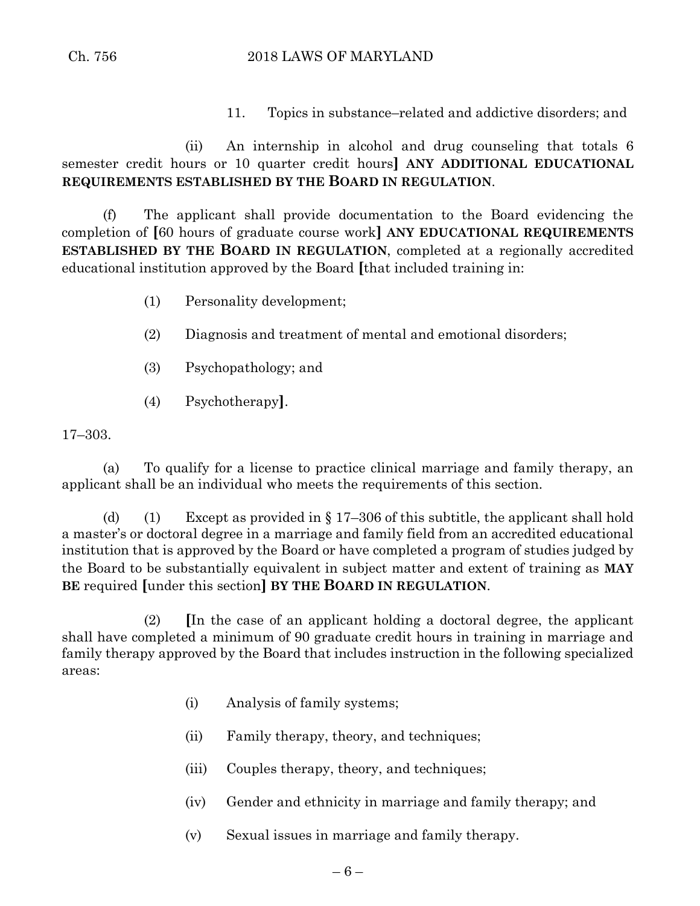11. Topics in substance–related and addictive disorders; and

(ii) An internship in alcohol and drug counseling that totals 6 semester credit hours or 10 quarter credit hours] **ANY ADDITIONAL EDUCATIONAL REQUIREMENTS ESTABLISHED BY THE BOARD IN REGULATION**.

(f) The applicant shall provide documentation to the Board evidencing the completion of [60 hours of graduate course work] **ANY EDUCATIONAL REQUIREMENTS ESTABLISHED BY THE BOARD IN REGULATION**, completed at a regionally accredited educational institution approved by the Board [that included training in:

(1) Personality development;

(2) Diagnosis and treatment of mental and emotional disorders;

(3) Psychopathology; and

(4) Psychotherapy].

17–303.

(a) To qualify for a license to practice clinical marriage and family therapy, an applicant shall be an individual who meets the requirements of this section.

(d) (1) Except as provided in § 17–306 of this subtitle, the applicant shall hold a master's or doctoral degree in a marriage and family field from an accredited educational institution that is approved by the Board or have completed a program of studies judged by the Board to be substantially equivalent in subject matter and extent of training as **MAY BE** required [under this section] **BY THE BOARD IN REGULATION**.

(2) [In the case of an applicant holding a doctoral degree, the applicant shall have completed a minimum of 90 graduate credit hours in training in marriage and family therapy approved by the Board that includes instruction in the following specialized areas:

(i) Analysis of family systems;

(ii) Family therapy, theory, and techniques;

(iii) Couples therapy, theory, and techniques;

(iv) Gender and ethnicity in marriage and family therapy; and

(v) Sexual issues in marriage and family therapy.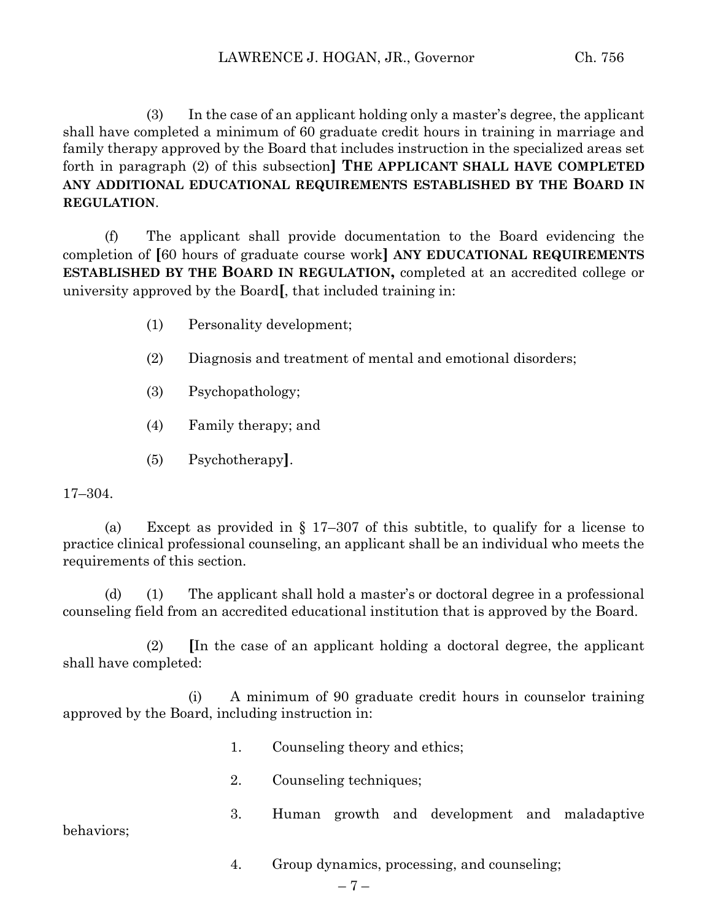(3) In the case of an applicant holding only a master's degree, the applicant shall have completed a minimum of 60 graduate credit hours in training in marriage and family therapy approved by the Board that includes instruction in the specialized areas set forth in paragraph (2) of this subsection**]** **THE APPLICANT SHALL HAVE COMPLETED ANY ADDITIONAL EDUCATIONAL REQUIREMENTS ESTABLISHED BY THE BOARD IN REGULATION**.

(f) The applicant shall provide documentation to the Board evidencing the completion of **[**60 hours of graduate course work**]** **ANY EDUCATIONAL REQUIREMENTS ESTABLISHED BY THE BOARD IN REGULATION,** completed at an accredited college or university approved by the Board**[**, that included training in:

(1) Personality development;

(2) Diagnosis and treatment of mental and emotional disorders;

(3) Psychopathology;

(4) Family therapy; and

(5) Psychotherapy**]**.

17–304.

(a) Except as provided in § 17–307 of this subtitle, to qualify for a license to practice clinical professional counseling, an applicant shall be an individual who meets the requirements of this section.

(d) (1) The applicant shall hold a master's or doctoral degree in a professional counseling field from an accredited educational institution that is approved by the Board.

(2) **[**In the case of an applicant holding a doctoral degree, the applicant shall have completed:

(i) A minimum of 90 graduate credit hours in counselor training approved by the Board, including instruction in:

1. Counseling theory and ethics;

2. Counseling techniques;

3. Human growth and development and maladaptive behaviors;

4. Group dynamics, processing, and counseling;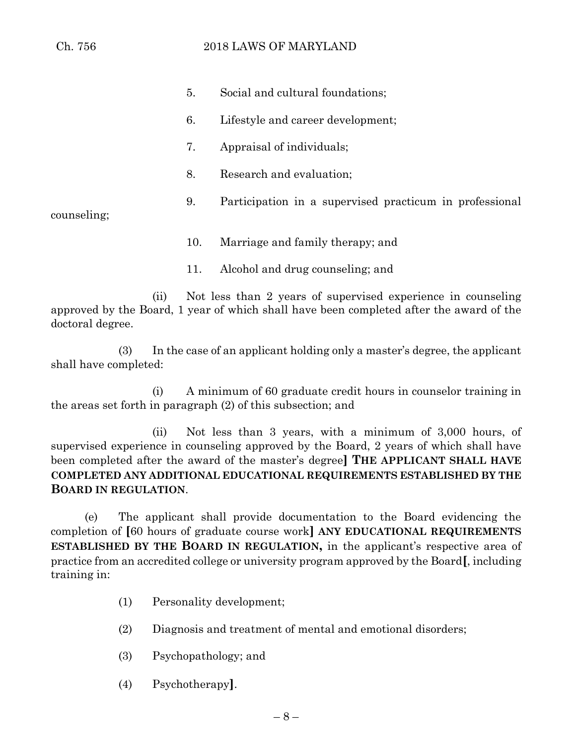5. Social and cultural foundations;

6. Lifestyle and career development;

7. Appraisal of individuals;

8. Research and evaluation;

9. Participation in a supervised practicum in professional counseling;

10. Marriage and family therapy; and

11. Alcohol and drug counseling; and

(ii) Not less than 2 years of supervised experience in counseling approved by the Board, 1 year of which shall have been completed after the award of the doctoral degree.

(3) In the case of an applicant holding only a master's degree, the applicant shall have completed:

(i) A minimum of 60 graduate credit hours in counselor training in the areas set forth in paragraph (2) of this subsection; and

(ii) Not less than 3 years, with a minimum of 3,000 hours, of supervised experience in counseling approved by the Board, 2 years of which shall have been completed after the award of the master's degree**]** **THE APPLICANT SHALL HAVE COMPLETED ANY ADDITIONAL EDUCATIONAL REQUIREMENTS ESTABLISHED BY THE BOARD IN REGULATION**.

(e) The applicant shall provide documentation to the Board evidencing the completion of **[**60 hours of graduate course work**]** **ANY EDUCATIONAL REQUIREMENTS ESTABLISHED BY THE BOARD IN REGULATION,** in the applicant's respective area of practice from an accredited college or university program approved by the Board**[**, including training in:

(1) Personality development;

(2) Diagnosis and treatment of mental and emotional disorders;

(3) Psychopathology; and

(4) Psychotherapy**]**.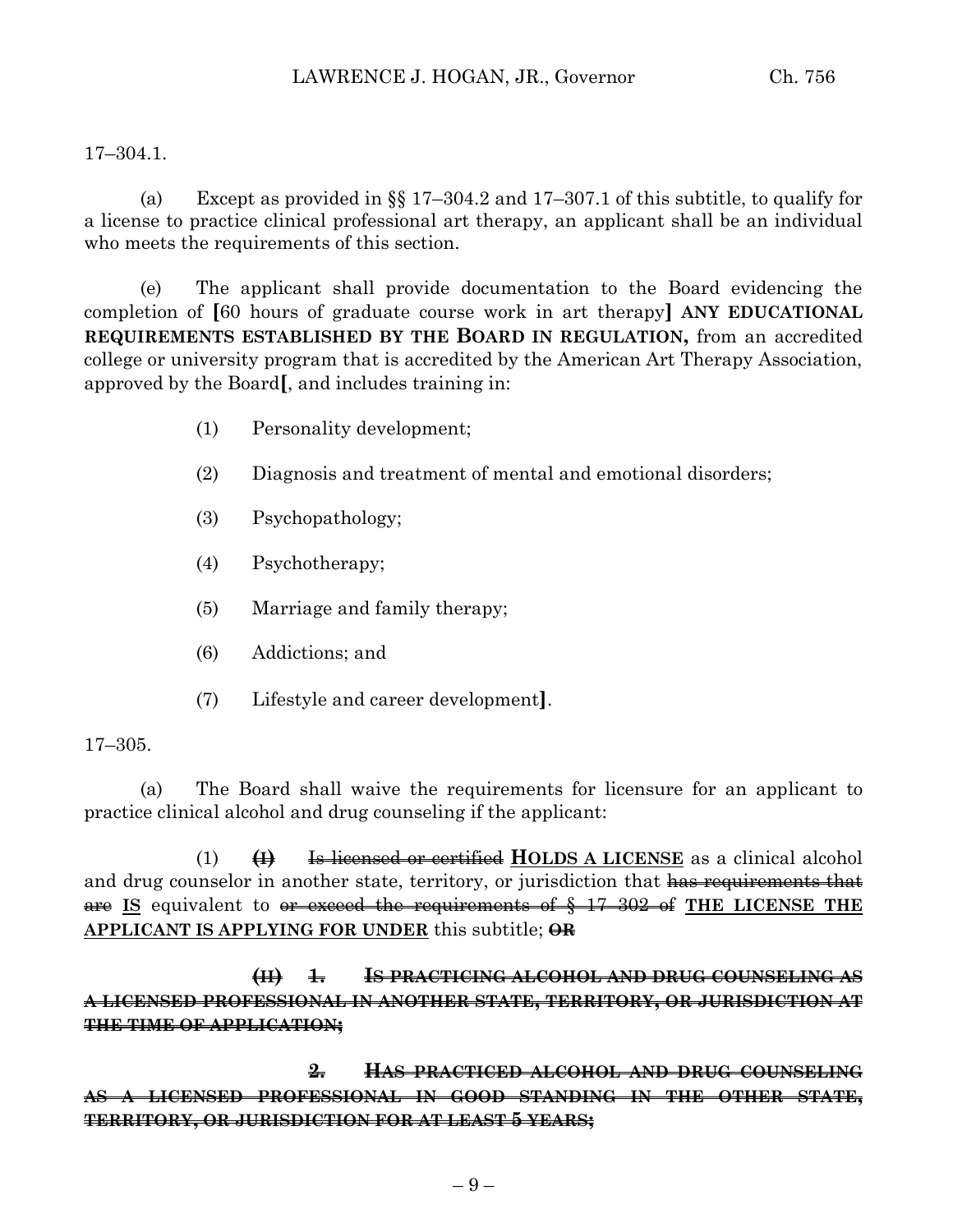17–304.1.

(a) Except as provided in §§ 17–304.2 and 17–307.1 of this subtitle, to qualify for a license to practice clinical professional art therapy, an applicant shall be an individual who meets the requirements of this section.

(e) The applicant shall provide documentation to the Board evidencing the completion of [60 hours of graduate course work in art therapy] **ANY EDUCATIONAL REQUIREMENTS ESTABLISHED BY THE BOARD IN REGULATION,** from an accredited college or university program that is accredited by the American Art Therapy Association, approved by the Board[, and includes training in:

(1) Personality development;

(2) Diagnosis and treatment of mental and emotional disorders;

(3) Psychopathology;

(4) Psychotherapy;

(5) Marriage and family therapy;

(6) Addictions; and

(7) Lifestyle and career development].

17–305.

(a) The Board shall waive the requirements for licensure for an applicant to practice clinical alcohol and drug counseling if the applicant:

(1) ~~**(I)**~~ ~~Is licensed or certified~~ **HOLDS A LICENSE** as a clinical alcohol and drug counselor in another state, territory, or jurisdiction that ~~has requirements that are~~ **IS** equivalent to ~~or exceed the requirements of § 17–302 of~~ **THE LICENSE THE APPLICANT IS APPLYING FOR UNDER** this subtitle; ~~**OR**~~

~~**(II) 1. IS PRACTICING ALCOHOL AND DRUG COUNSELING AS A LICENSED PROFESSIONAL IN ANOTHER STATE, TERRITORY, OR JURISDICTION AT THE TIME OF APPLICATION;**~~

~~**2. HAS PRACTICED ALCOHOL AND DRUG COUNSELING AS A LICENSED PROFESSIONAL IN GOOD STANDING IN THE OTHER STATE, TERRITORY, OR JURISDICTION FOR AT LEAST 5 YEARS;**~~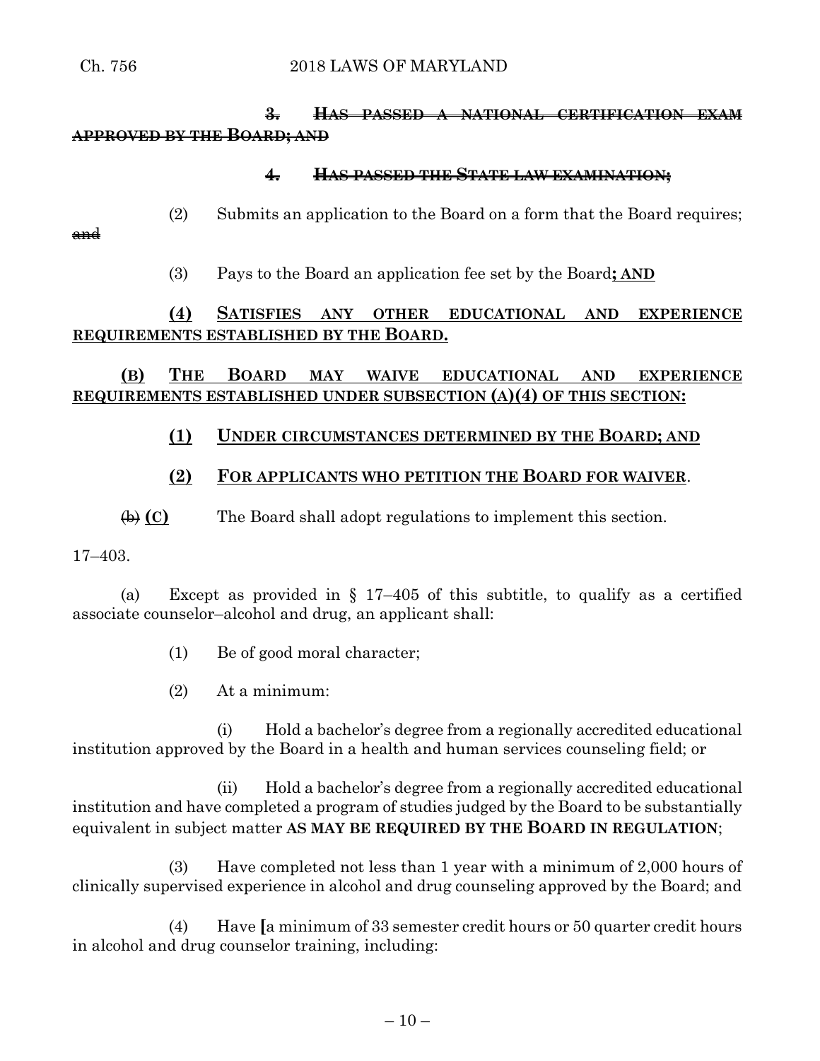3. ~~HAS PASSED A NATIONAL CERTIFICATION EXAM APPROVED BY THE BOARD; AND~~

4. ~~HAS PASSED THE STATE LAW EXAMINATION;~~

(2) Submits an application to the Board on a form that the Board requires; ~~and~~

(3) Pays to the Board an application fee set by the Board**; AND**

**(4) SATISFIES ANY OTHER EDUCATIONAL AND EXPERIENCE REQUIREMENTS ESTABLISHED BY THE BOARD.**

**(B) THE BOARD MAY WAIVE EDUCATIONAL AND EXPERIENCE REQUIREMENTS ESTABLISHED UNDER SUBSECTION (A)(4) OF THIS SECTION:**

**(1) UNDER CIRCUMSTANCES DETERMINED BY THE BOARD; AND**

**(2) FOR APPLICANTS WHO PETITION THE BOARD FOR WAIVER**.

~~(b)~~ **(C)** The Board shall adopt regulations to implement this section.

17–403.

(a) Except as provided in § 17–405 of this subtitle, to qualify as a certified associate counselor–alcohol and drug, an applicant shall:

(1) Be of good moral character;

(2) At a minimum:

(i) Hold a bachelor's degree from a regionally accredited educational institution approved by the Board in a health and human services counseling field; or

(ii) Hold a bachelor's degree from a regionally accredited educational institution and have completed a program of studies judged by the Board to be substantially equivalent in subject matter **AS MAY BE REQUIRED BY THE BOARD IN REGULATION**;

(3) Have completed not less than 1 year with a minimum of 2,000 hours of clinically supervised experience in alcohol and drug counseling approved by the Board; and

(4) Have **[**a minimum of 33 semester credit hours or 50 quarter credit hours in alcohol and drug counselor training, including: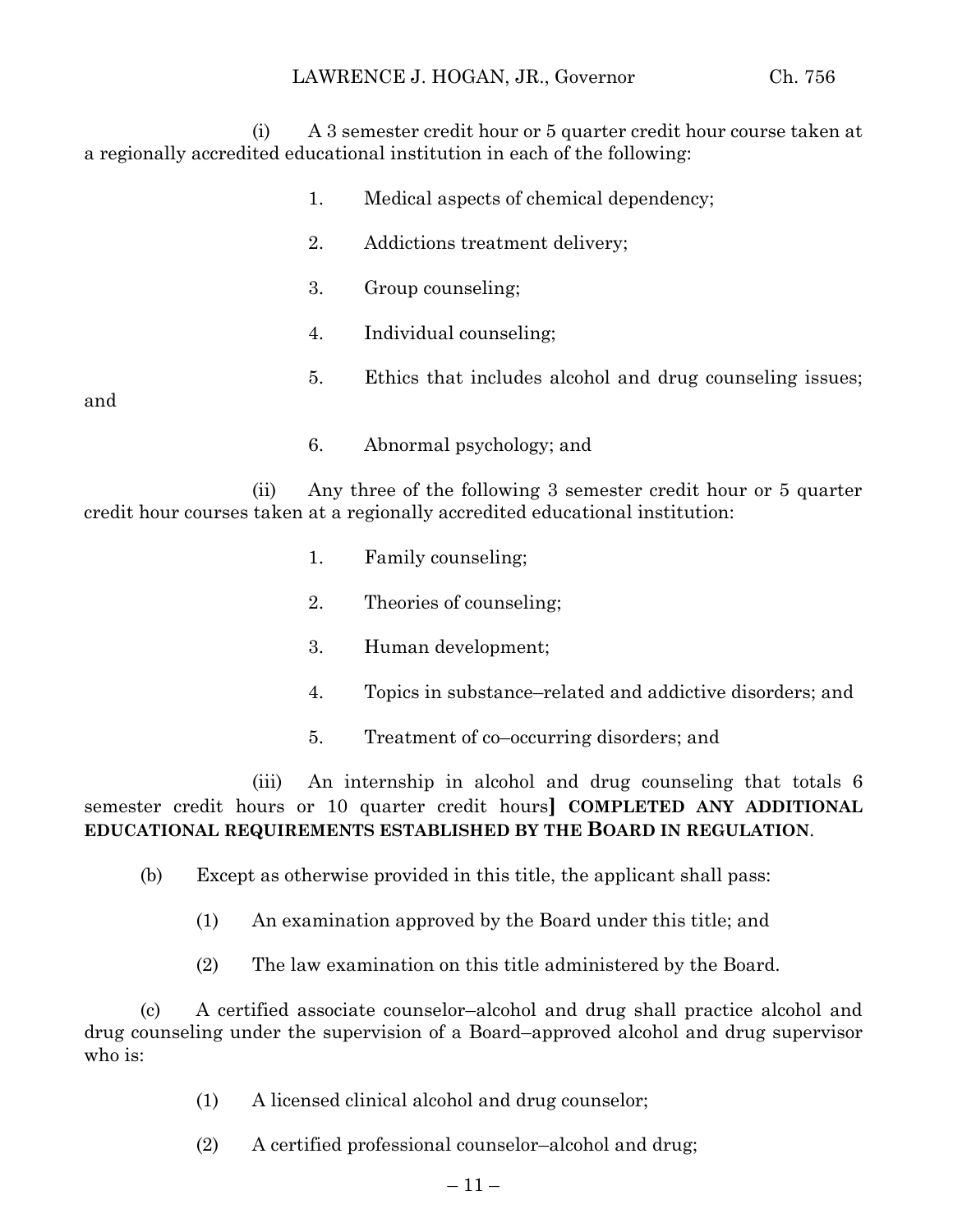(i) A 3 semester credit hour or 5 quarter credit hour course taken at a regionally accredited educational institution in each of the following:

1. Medical aspects of chemical dependency;

2. Addictions treatment delivery;

3. Group counseling;

4. Individual counseling;

5. Ethics that includes alcohol and drug counseling issues; and

6. Abnormal psychology; and

(ii) Any three of the following 3 semester credit hour or 5 quarter credit hour courses taken at a regionally accredited educational institution:

1. Family counseling;

2. Theories of counseling;

3. Human development;

4. Topics in substance–related and addictive disorders; and

5. Treatment of co–occurring disorders; and

(iii) An internship in alcohol and drug counseling that totals 6 semester credit hours or 10 quarter credit hours**]** **COMPLETED ANY ADDITIONAL EDUCATIONAL REQUIREMENTS ESTABLISHED BY THE BOARD IN REGULATION**.

(b) Except as otherwise provided in this title, the applicant shall pass:

(1) An examination approved by the Board under this title; and

(2) The law examination on this title administered by the Board.

(c) A certified associate counselor–alcohol and drug shall practice alcohol and drug counseling under the supervision of a Board–approved alcohol and drug supervisor who is:

(1) A licensed clinical alcohol and drug counselor;

(2) A certified professional counselor–alcohol and drug;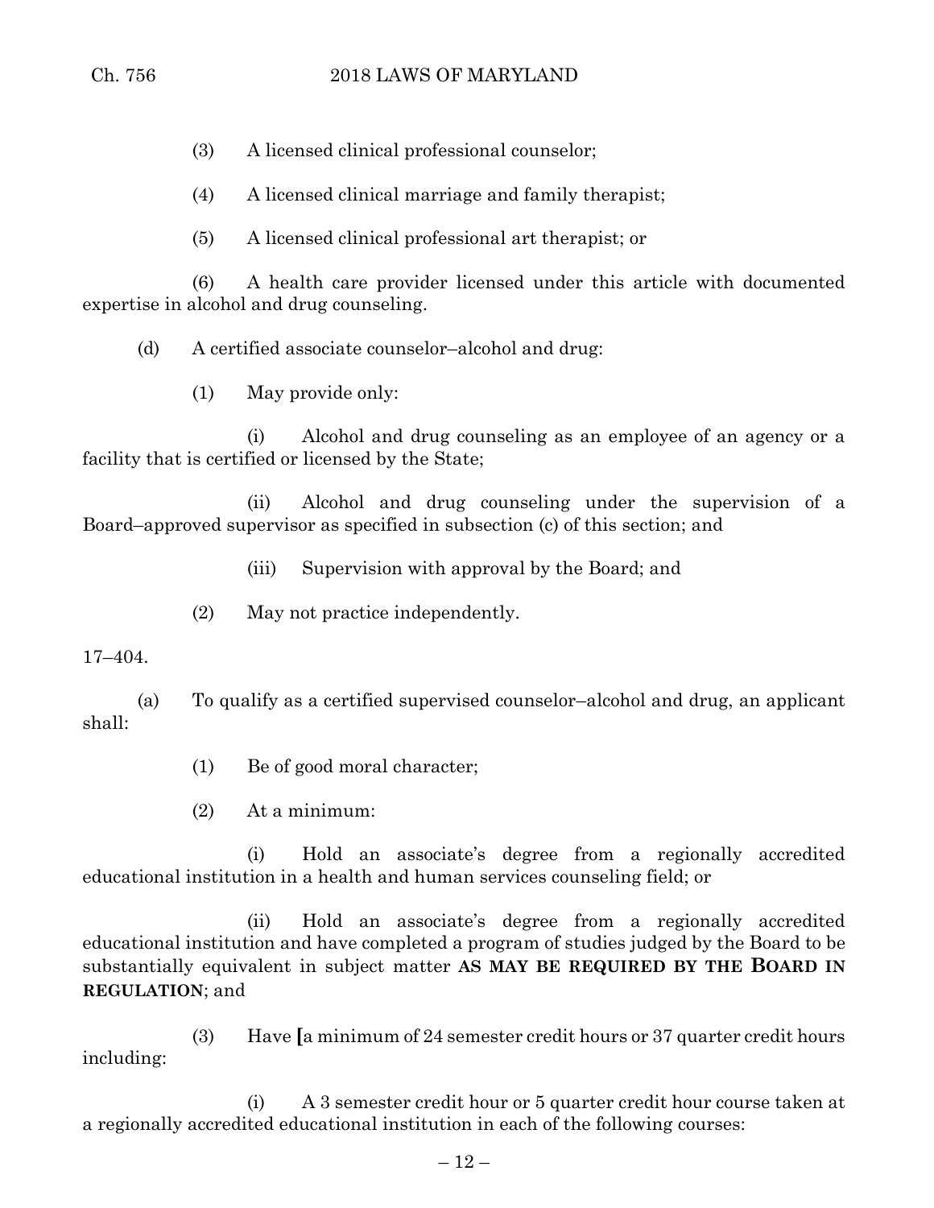(3) A licensed clinical professional counselor;

(4) A licensed clinical marriage and family therapist;

(5) A licensed clinical professional art therapist; or

(6) A health care provider licensed under this article with documented expertise in alcohol and drug counseling.

(d) A certified associate counselor–alcohol and drug:

(1) May provide only:

(i) Alcohol and drug counseling as an employee of an agency or a facility that is certified or licensed by the State;

(ii) Alcohol and drug counseling under the supervision of a Board–approved supervisor as specified in subsection (c) of this section; and

(iii) Supervision with approval by the Board; and

(2) May not practice independently.

17–404.

(a) To qualify as a certified supervised counselor–alcohol and drug, an applicant shall:

(1) Be of good moral character;

(2) At a minimum:

(i) Hold an associate's degree from a regionally accredited educational institution in a health and human services counseling field; or

(ii) Hold an associate's degree from a regionally accredited educational institution and have completed a program of studies judged by the Board to be substantially equivalent in subject matter **AS MAY BE REQUIRED BY THE BOARD IN REGULATION**; and

(3) Have [a minimum of 24 semester credit hours or 37 quarter credit hours including:

(i) A 3 semester credit hour or 5 quarter credit hour course taken at a regionally accredited educational institution in each of the following courses: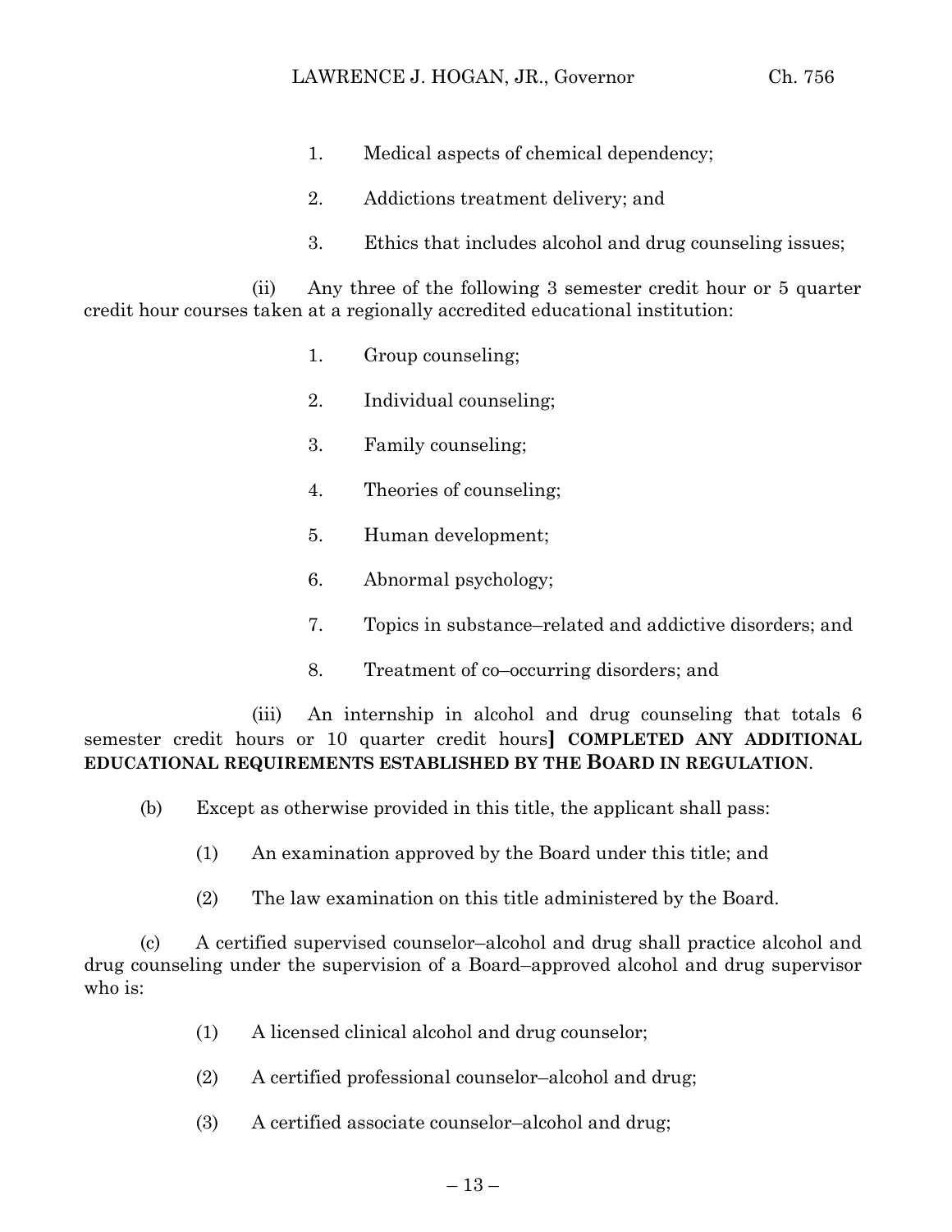1. Medical aspects of chemical dependency;

2. Addictions treatment delivery; and

3. Ethics that includes alcohol and drug counseling issues;

(ii) Any three of the following 3 semester credit hour or 5 quarter credit hour courses taken at a regionally accredited educational institution:

1. Group counseling;

2. Individual counseling;

3. Family counseling;

4. Theories of counseling;

5. Human development;

6. Abnormal psychology;

7. Topics in substance–related and addictive disorders; and

8. Treatment of co–occurring disorders; and

(iii) An internship in alcohol and drug counseling that totals 6 semester credit hours or 10 quarter credit hours**]** **COMPLETED ANY ADDITIONAL EDUCATIONAL REQUIREMENTS ESTABLISHED BY THE BOARD IN REGULATION**.

(b) Except as otherwise provided in this title, the applicant shall pass:

(1) An examination approved by the Board under this title; and

(2) The law examination on this title administered by the Board.

(c) A certified supervised counselor–alcohol and drug shall practice alcohol and drug counseling under the supervision of a Board–approved alcohol and drug supervisor who is:

(1) A licensed clinical alcohol and drug counselor;

(2) A certified professional counselor–alcohol and drug;

(3) A certified associate counselor–alcohol and drug;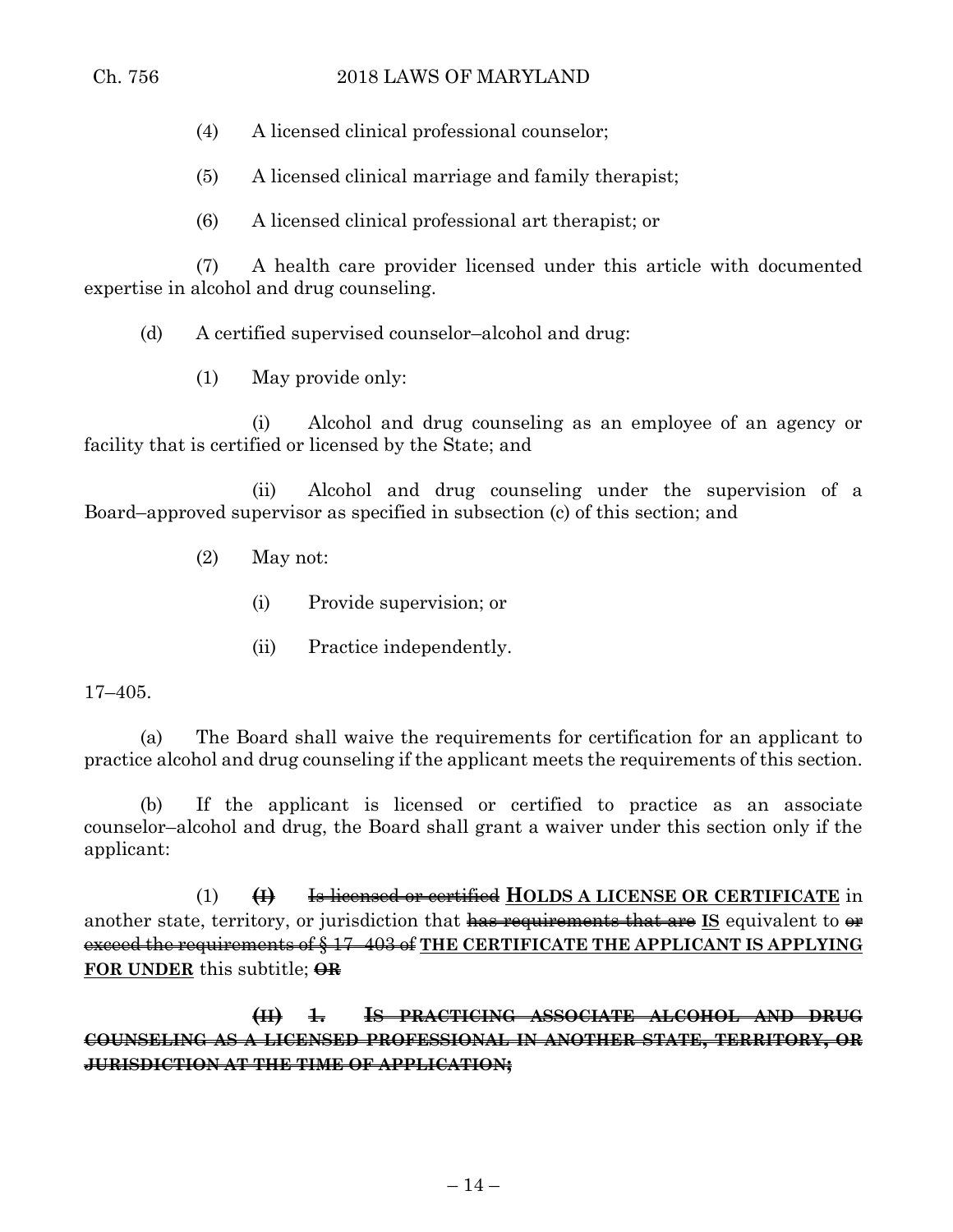(4) A licensed clinical professional counselor;

(5) A licensed clinical marriage and family therapist;

(6) A licensed clinical professional art therapist; or

(7) A health care provider licensed under this article with documented expertise in alcohol and drug counseling.

(d) A certified supervised counselor–alcohol and drug:

(1) May provide only:

(i) Alcohol and drug counseling as an employee of an agency or facility that is certified or licensed by the State; and

(ii) Alcohol and drug counseling under the supervision of a Board–approved supervisor as specified in subsection (c) of this section; and

(2) May not:

(i) Provide supervision; or

(ii) Practice independently.

17–405.

(a) The Board shall waive the requirements for certification for an applicant to practice alcohol and drug counseling if the applicant meets the requirements of this section.

(b) If the applicant is licensed or certified to practice as an associate counselor–alcohol and drug, the Board shall grant a waiver under this section only if the applicant:

(1) ~~**(I)**~~ ~~Is licensed or certified~~ **HOLDS A LICENSE OR CERTIFICATE** in another state, territory, or jurisdiction that ~~has requirements that are~~ **IS** equivalent to ~~or exceed the requirements of § 17–403 of~~ **THE CERTIFICATE THE APPLICANT IS APPLYING FOR UNDER** this subtitle; ~~**OR**~~

~~**(II) 1. IS PRACTICING ASSOCIATE ALCOHOL AND DRUG COUNSELING AS A LICENSED PROFESSIONAL IN ANOTHER STATE, TERRITORY, OR JURISDICTION AT THE TIME OF APPLICATION;**~~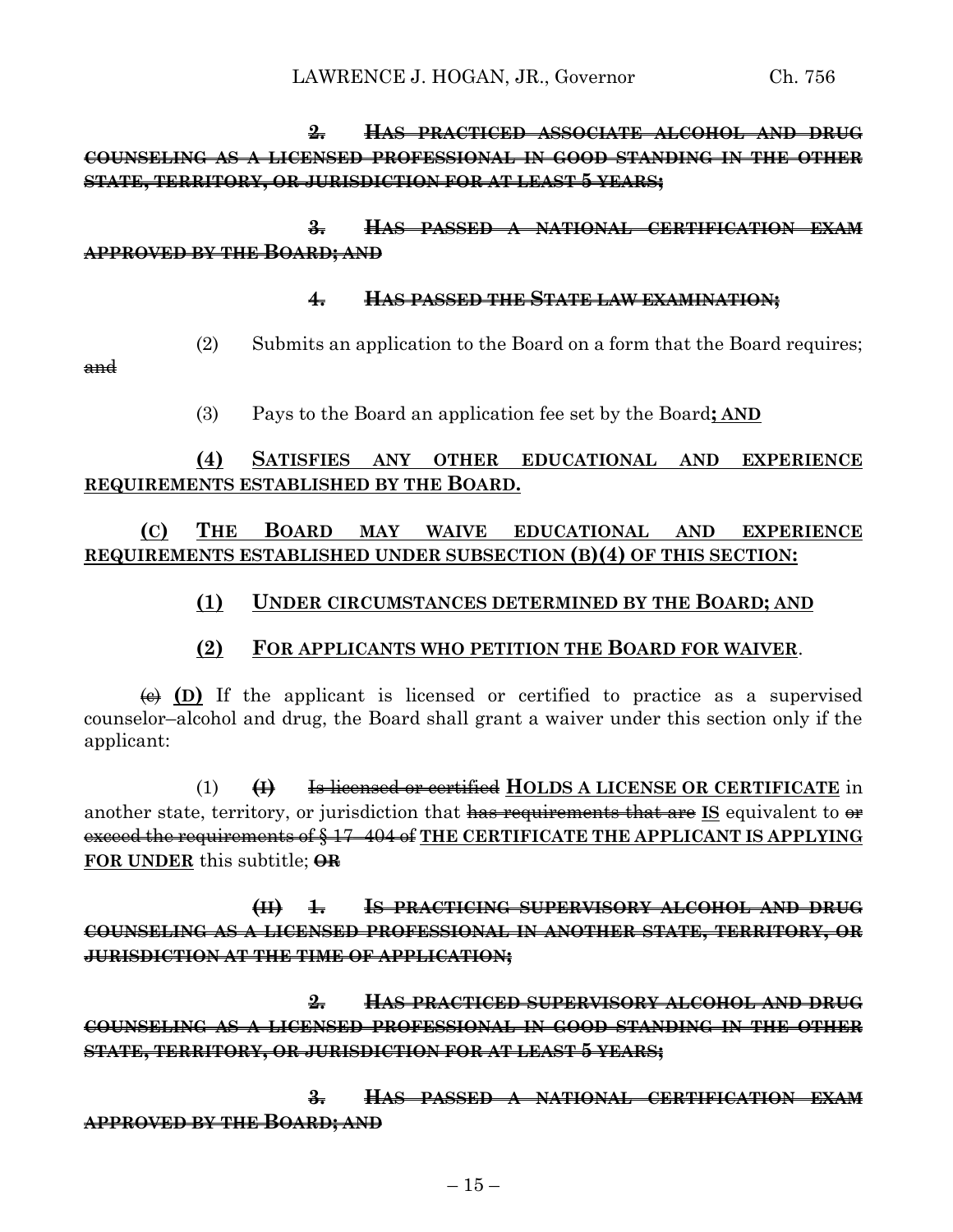**~~2. HAS PRACTICED ASSOCIATE ALCOHOL AND DRUG COUNSELING AS A LICENSED PROFESSIONAL IN GOOD STANDING IN THE OTHER STATE, TERRITORY, OR JURISDICTION FOR AT LEAST 5 YEARS;~~**

**~~3. HAS PASSED A NATIONAL CERTIFICATION EXAM APPROVED BY THE BOARD; AND~~**

**~~4. HAS PASSED THE STATE LAW EXAMINATION;~~**

(2) Submits an application to the Board on a form that the Board requires; ~~and~~

(3) Pays to the Board an application fee set by the Board**<u>; AND</u>**

**<u>(4) SATISFIES ANY OTHER EDUCATIONAL AND EXPERIENCE REQUIREMENTS ESTABLISHED BY THE BOARD.</u>**

**<u>(C) THE BOARD MAY WAIVE EDUCATIONAL AND EXPERIENCE REQUIREMENTS ESTABLISHED UNDER SUBSECTION (B)(4) OF THIS SECTION:</u>**

**<u>(1) UNDER CIRCUMSTANCES DETERMINED BY THE BOARD; AND</u>**

**<u>(2) FOR APPLICANTS WHO PETITION THE BOARD FOR WAIVER</u>**.

~~(c)~~ **<u>(D)</u>** If the applicant is licensed or certified to practice as a supervised counselor–alcohol and drug, the Board shall grant a waiver under this section only if the applicant:

(1) **~~(I)~~** ~~Is licensed or certified~~ **<u>HOLDS A LICENSE OR CERTIFICATE</u>** in another state, territory, or jurisdiction that ~~has requirements that are~~ **<u>IS</u>** equivalent to ~~or exceed the requirements of § 17–404 of~~ **<u>THE CERTIFICATE THE APPLICANT IS APPLYING FOR UNDER</u>** this subtitle; **~~OR~~**

**~~(II) 1. IS PRACTICING SUPERVISORY ALCOHOL AND DRUG COUNSELING AS A LICENSED PROFESSIONAL IN ANOTHER STATE, TERRITORY, OR JURISDICTION AT THE TIME OF APPLICATION;~~**

**~~2. HAS PRACTICED SUPERVISORY ALCOHOL AND DRUG COUNSELING AS A LICENSED PROFESSIONAL IN GOOD STANDING IN THE OTHER STATE, TERRITORY, OR JURISDICTION FOR AT LEAST 5 YEARS;~~**

**~~3. HAS PASSED A NATIONAL CERTIFICATION EXAM APPROVED BY THE BOARD; AND~~**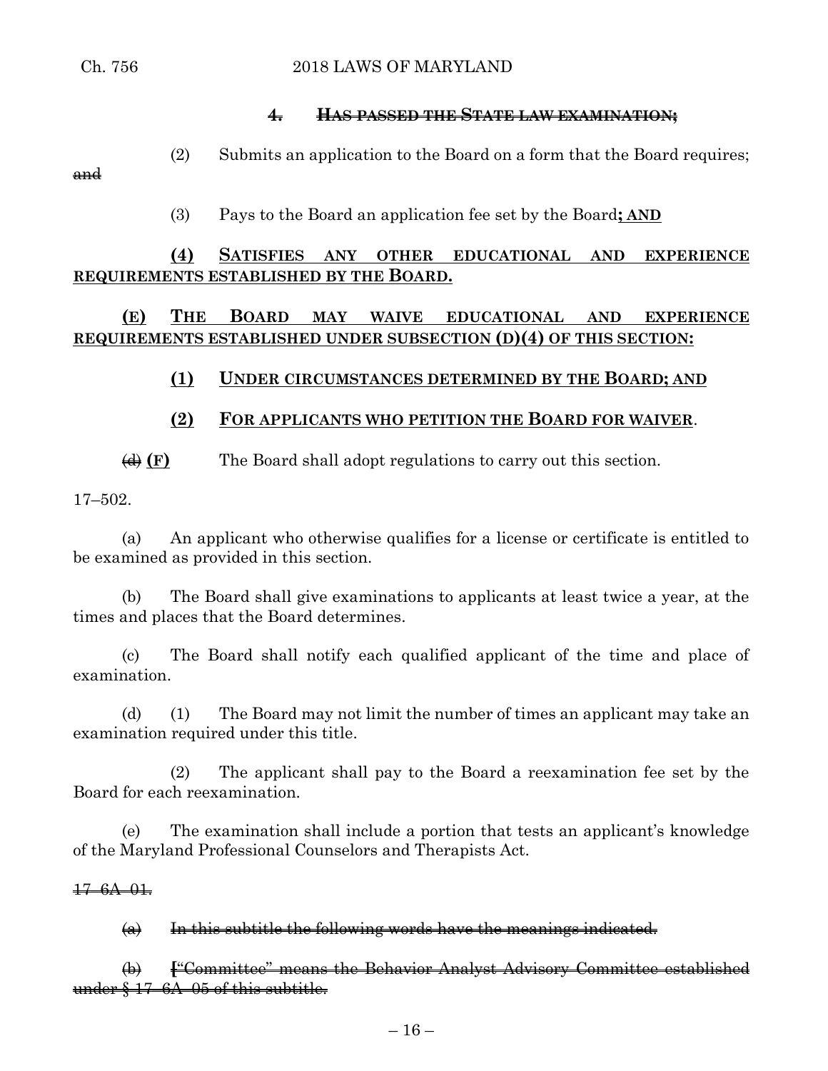~~4. HAS PASSED THE STATE LAW EXAMINATION;~~

(2) Submits an application to the Board on a form that the Board requires; ~~and~~

(3) Pays to the Board an application fee set by the Board**; AND**

**(4) SATISFIES ANY OTHER EDUCATIONAL AND EXPERIENCE REQUIREMENTS ESTABLISHED BY THE BOARD.**

**(E) THE BOARD MAY WAIVE EDUCATIONAL AND EXPERIENCE REQUIREMENTS ESTABLISHED UNDER SUBSECTION (D)(4) OF THIS SECTION:**

**(1) UNDER CIRCUMSTANCES DETERMINED BY THE BOARD; AND**

**(2) FOR APPLICANTS WHO PETITION THE BOARD FOR WAIVER**.

~~(d)~~ **(F)** The Board shall adopt regulations to carry out this section.

17–502.

(a) An applicant who otherwise qualifies for a license or certificate is entitled to be examined as provided in this section.

(b) The Board shall give examinations to applicants at least twice a year, at the times and places that the Board determines.

(c) The Board shall notify each qualified applicant of the time and place of examination.

(d) (1) The Board may not limit the number of times an applicant may take an examination required under this title.

(2) The applicant shall pay to the Board a reexamination fee set by the Board for each reexamination.

(e) The examination shall include a portion that tests an applicant's knowledge of the Maryland Professional Counselors and Therapists Act.

~~17–6A–01.~~

~~(a) In this subtitle the following words have the meanings indicated.~~

~~(b) [“Committee” means the Behavior Analyst Advisory Committee established under § 17–6A–05 of this subtitle.~~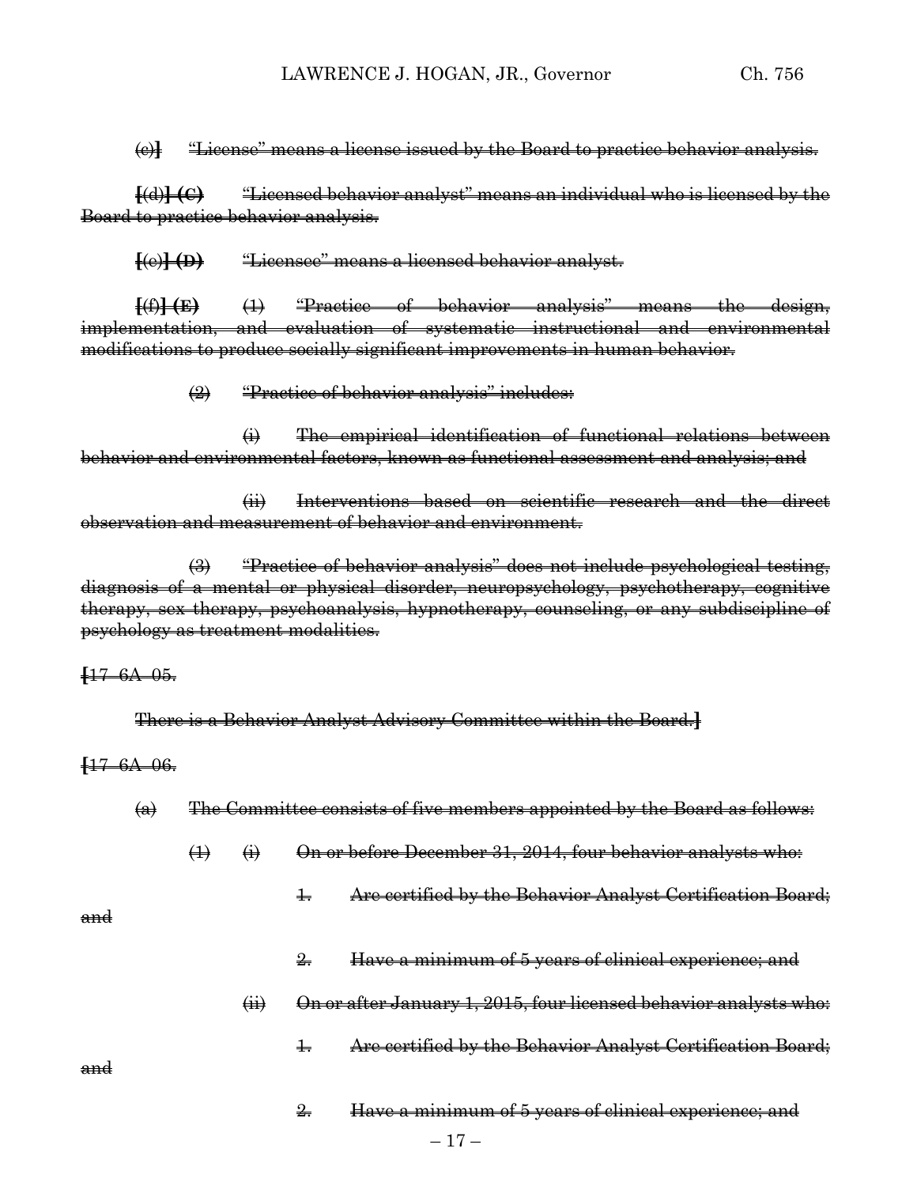~~(c)]~~ ~~"License" means a license issued by the Board to practice behavior analysis.~~

~~[(d)] **(C)**~~ ~~"Licensed behavior analyst" means an individual who is licensed by the Board to practice behavior analysis.~~

~~[(e)] **(D)**~~ ~~"Licensee" means a licensed behavior analyst.~~

~~[(f)] **(E)**~~ ~~(1) "Practice of behavior analysis" means the design, implementation, and evaluation of systematic instructional and environmental modifications to produce socially significant improvements in human behavior.~~

~~(2) "Practice of behavior analysis" includes:~~

~~(i) The empirical identification of functional relations between behavior and environmental factors, known as functional assessment and analysis; and~~

~~(ii) Interventions based on scientific research and the direct observation and measurement of behavior and environment.~~

~~(3) "Practice of behavior analysis" does not include psychological testing, diagnosis of a mental or physical disorder, neuropsychology, psychotherapy, cognitive therapy, sex therapy, psychoanalysis, hypnotherapy, counseling, or any subdiscipline of psychology as treatment modalities.~~

~~[17–6A–05.~~

~~There is a Behavior Analyst Advisory Committee within the Board.]~~

~~[17–6A–06.~~

~~(a) The Committee consists of five members appointed by the Board as follows:~~

~~(1) (i) On or before December 31, 2014, four behavior analysts who:~~

~~1. Are certified by the Behavior Analyst Certification Board; and~~

~~2. Have a minimum of 5 years of clinical experience; and~~

~~(ii) On or after January 1, 2015, four licensed behavior analysts who:~~

~~1. Are certified by the Behavior Analyst Certification Board; and~~

~~2. Have a minimum of 5 years of clinical experience; and~~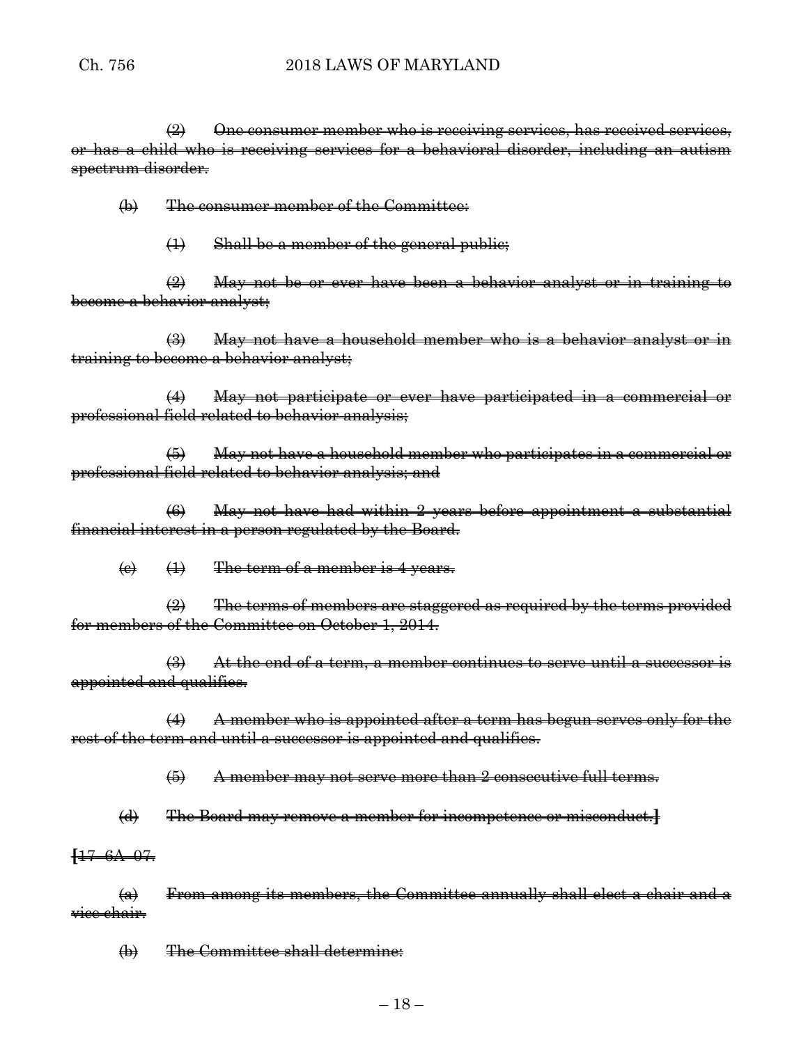~~(2) One consumer member who is receiving services, has received services, or has a child who is receiving services for a behavioral disorder, including an autism spectrum disorder.~~

~~(b) The consumer member of the Committee:~~

~~(1) Shall be a member of the general public;~~

~~(2) May not be or ever have been a behavior analyst or in training to become a behavior analyst;~~

~~(3) May not have a household member who is a behavior analyst or in training to become a behavior analyst;~~

~~(4) May not participate or ever have participated in a commercial or professional field related to behavior analysis;~~

~~(5) May not have a household member who participates in a commercial or professional field related to behavior analysis; and~~

~~(6) May not have had within 2 years before appointment a substantial financial interest in a person regulated by the Board.~~

~~(c) (1) The term of a member is 4 years.~~

~~(2) The terms of members are staggered as required by the terms provided for members of the Committee on October 1, 2014.~~

~~(3) At the end of a term, a member continues to serve until a successor is appointed and qualifies.~~

~~(4) A member who is appointed after a term has begun serves only for the rest of the term and until a successor is appointed and qualifies.~~

~~(5) A member may not serve more than 2 consecutive full terms.~~

~~(d) The Board may remove a member for incompetence or misconduct.~~**]**

**[**~~17–6A–07.~~

~~(a) From among its members, the Committee annually shall elect a chair and a vice chair.~~

~~(b) The Committee shall determine:~~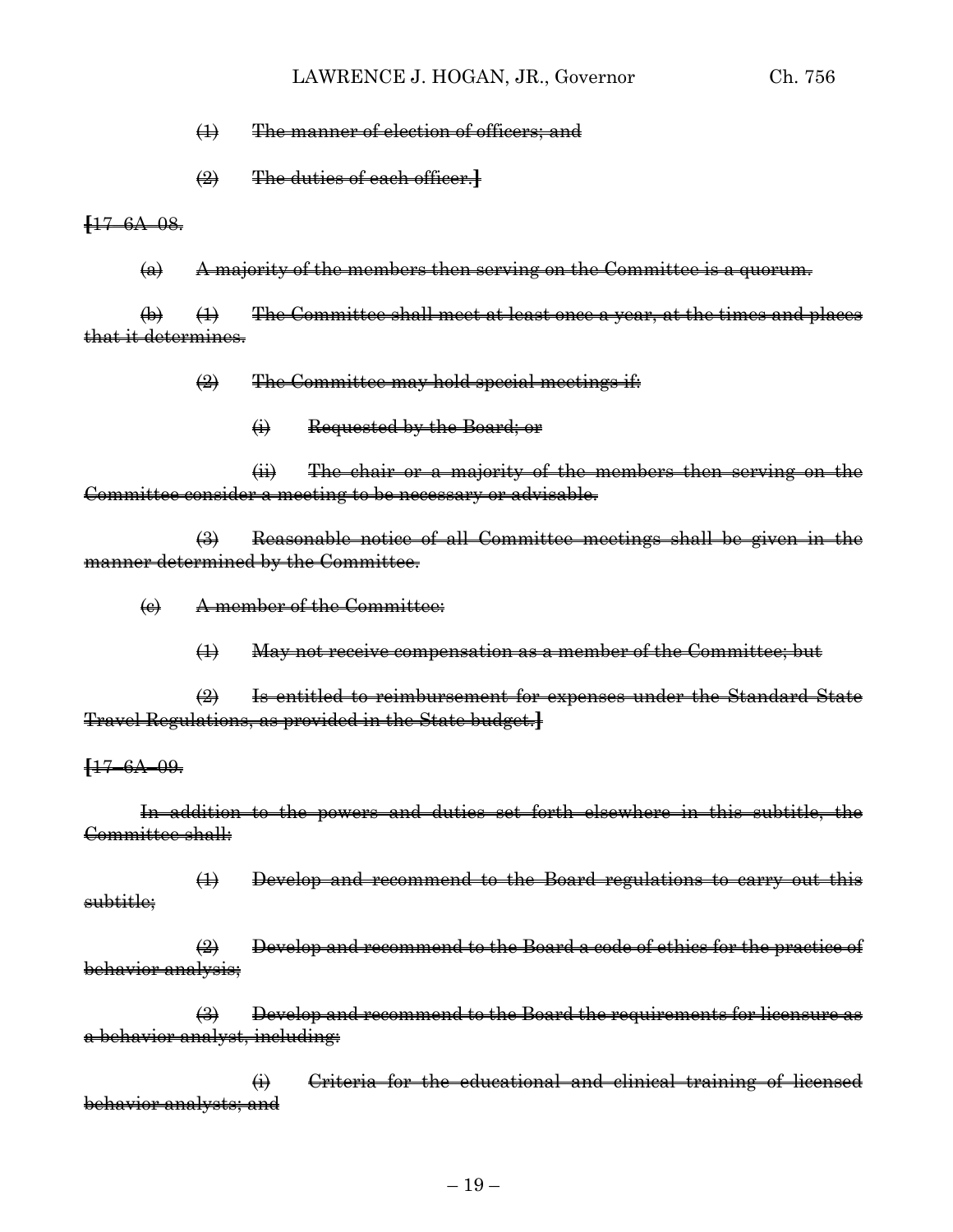~~(1) The manner of election of officers; and~~

~~(2) The duties of each officer.~~**]**

**[**~~17–6A–08.~~

~~(a) A majority of the members then serving on the Committee is a quorum.~~

~~(b) (1) The Committee shall meet at least once a year, at the times and places that it determines.~~

~~(2) The Committee may hold special meetings if:~~

~~(i) Requested by the Board; or~~

~~(ii) The chair or a majority of the members then serving on the Committee consider a meeting to be necessary or advisable.~~

~~(3) Reasonable notice of all Committee meetings shall be given in the manner determined by the Committee.~~

~~(c) A member of the Committee:~~

~~(1) May not receive compensation as a member of the Committee; but~~

~~(2) Is entitled to reimbursement for expenses under the Standard State Travel Regulations, as provided in the State budget.~~**]**

**[**~~17–6A–09.~~

~~In addition to the powers and duties set forth elsewhere in this subtitle, the Committee shall:~~

~~(1) Develop and recommend to the Board regulations to carry out this subtitle;~~

~~(2) Develop and recommend to the Board a code of ethics for the practice of behavior analysis;~~

~~(3) Develop and recommend to the Board the requirements for licensure as a behavior analyst, including:~~

~~(i) Criteria for the educational and clinical training of licensed behavior analysts; and~~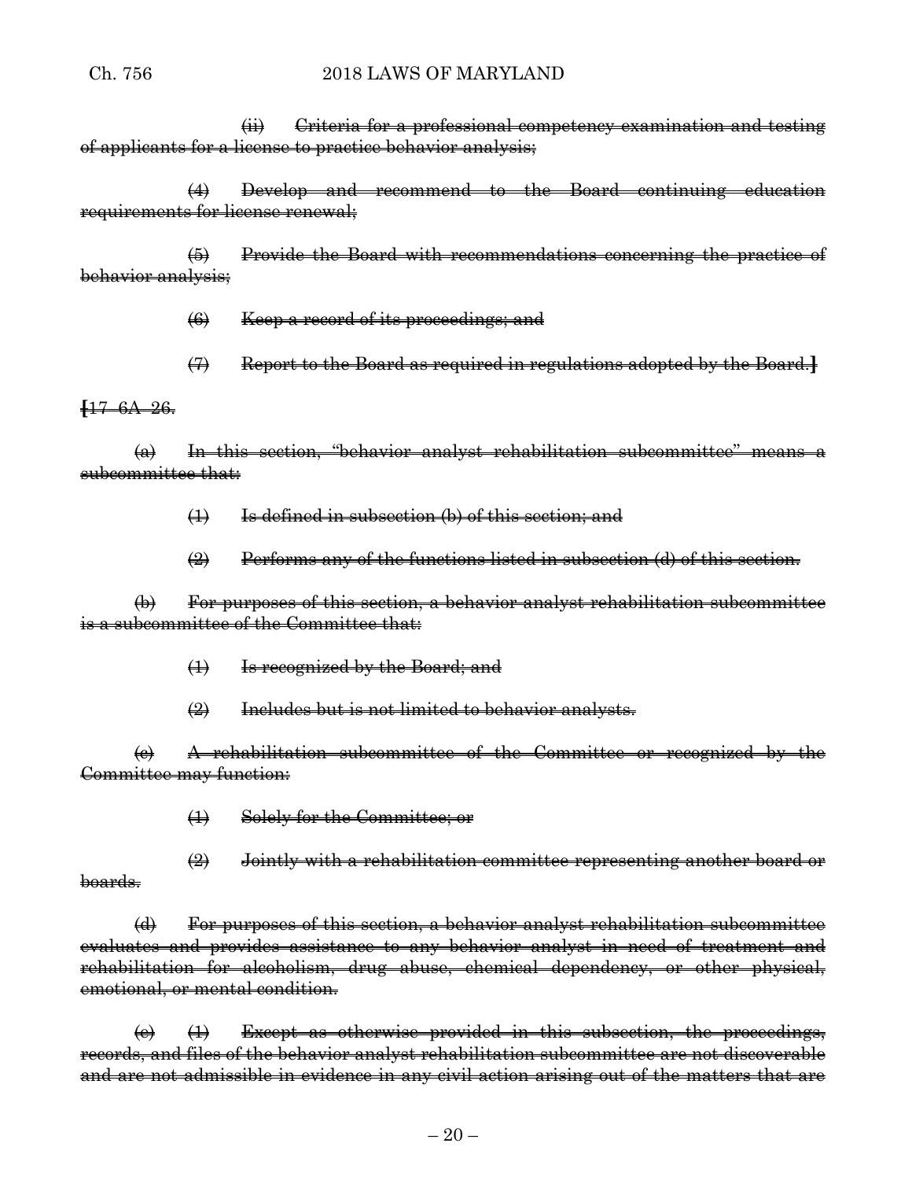(ii) ~~Criteria for a professional competency examination and testing of applicants for a license to practice behavior analysis;~~

(4) ~~Develop and recommend to the Board continuing education requirements for license renewal;~~

(5) ~~Provide the Board with recommendations concerning the practice of behavior analysis;~~

(6) ~~Keep a record of its proceedings; and~~

(7) ~~Report to the Board as required in regulations adopted by the Board.~~]

[~~17–6A–26.~~

~~(a) In this section, "behavior analyst rehabilitation subcommittee" means a subcommittee that:~~

~~(1) Is defined in subsection (b) of this section; and~~

~~(2) Performs any of the functions listed in subsection (d) of this section.~~

~~(b) For purposes of this section, a behavior analyst rehabilitation subcommittee is a subcommittee of the Committee that:~~

~~(1) Is recognized by the Board; and~~

~~(2) Includes but is not limited to behavior analysts.~~

~~(c) A rehabilitation subcommittee of the Committee or recognized by the Committee may function:~~

~~(1) Solely for the Committee; or~~

~~(2) Jointly with a rehabilitation committee representing another board or boards.~~

~~(d) For purposes of this section, a behavior analyst rehabilitation subcommittee evaluates and provides assistance to any behavior analyst in need of treatment and rehabilitation for alcoholism, drug abuse, chemical dependency, or other physical, emotional, or mental condition.~~

~~(e) (1) Except as otherwise provided in this subsection, the proceedings, records, and files of the behavior analyst rehabilitation subcommittee are not discoverable and are not admissible in evidence in any civil action arising out of the matters that are~~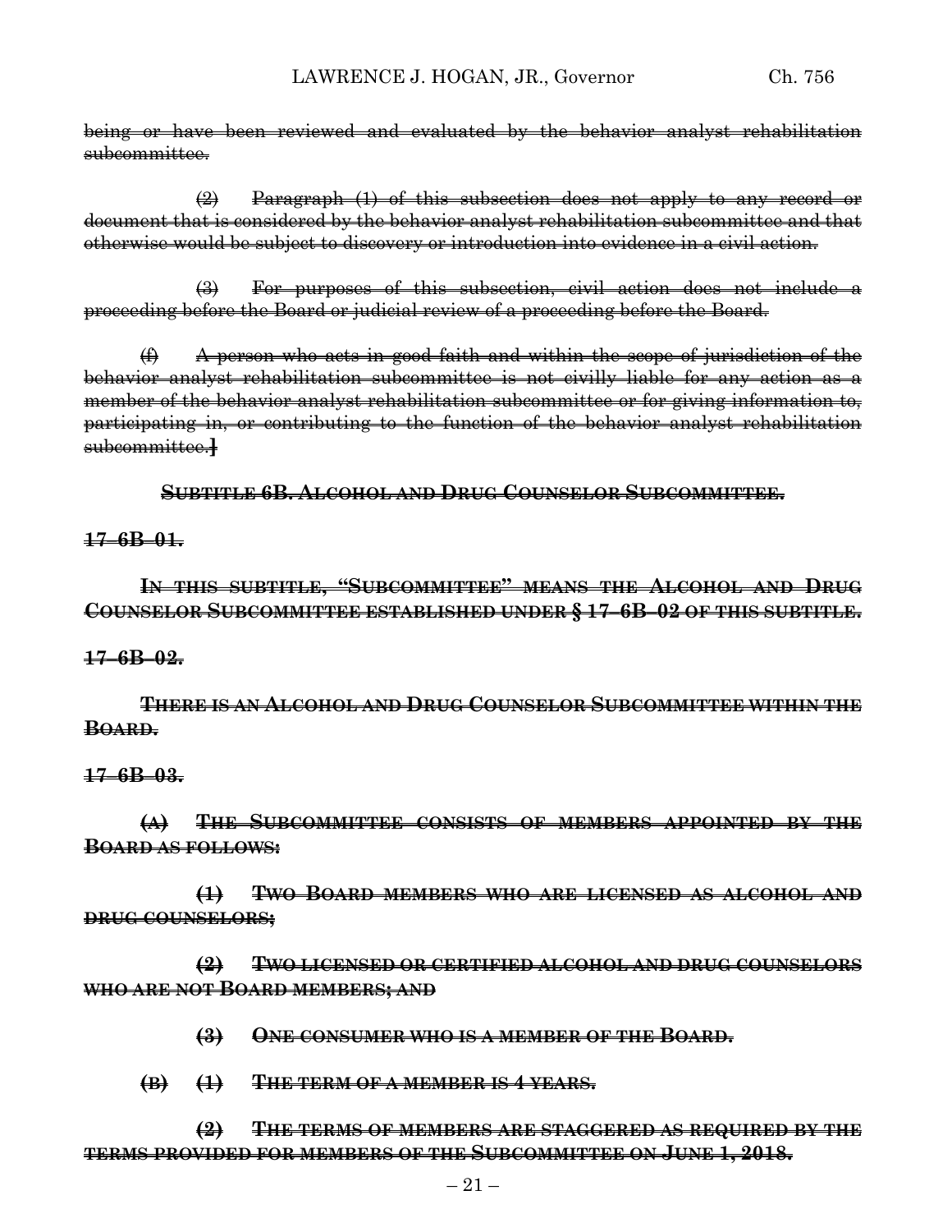~~being or have been reviewed and evaluated by the behavior analyst rehabilitation subcommittee.~~

~~(2) Paragraph (1) of this subsection does not apply to any record or document that is considered by the behavior analyst rehabilitation subcommittee and that otherwise would be subject to discovery or introduction into evidence in a civil action.~~

~~(3) For purposes of this subsection, civil action does not include a proceeding before the Board or judicial review of a proceeding before the Board.~~

~~(f) A person who acts in good faith and within the scope of jurisdiction of the behavior analyst rehabilitation subcommittee is not civilly liable for any action as a member of the behavior analyst rehabilitation subcommittee or for giving information to, participating in, or contributing to the function of the behavior analyst rehabilitation subcommittee.~~**]**

**~~SUBTITLE 6B. ALCOHOL AND DRUG COUNSELOR SUBCOMMITTEE.~~**

**~~17–6B–01.~~**

**~~IN THIS SUBTITLE, "SUBCOMMITTEE" MEANS THE ALCOHOL AND DRUG COUNSELOR SUBCOMMITTEE ESTABLISHED UNDER § 17–6B–02 OF THIS SUBTITLE.~~**

**~~17–6B–02.~~**

**~~THERE IS AN ALCOHOL AND DRUG COUNSELOR SUBCOMMITTEE WITHIN THE BOARD.~~**

**~~17–6B–03.~~**

**~~(A) THE SUBCOMMITTEE CONSISTS OF MEMBERS APPOINTED BY THE BOARD AS FOLLOWS:~~**

**~~(1) TWO BOARD MEMBERS WHO ARE LICENSED AS ALCOHOL AND DRUG COUNSELORS;~~**

**~~(2) TWO LICENSED OR CERTIFIED ALCOHOL AND DRUG COUNSELORS WHO ARE NOT BOARD MEMBERS; AND~~**

**~~(3) ONE CONSUMER WHO IS A MEMBER OF THE BOARD.~~**

**~~(B) (1) THE TERM OF A MEMBER IS 4 YEARS.~~**

**~~(2) THE TERMS OF MEMBERS ARE STAGGERED AS REQUIRED BY THE TERMS PROVIDED FOR MEMBERS OF THE SUBCOMMITTEE ON JUNE 1, 2018.~~**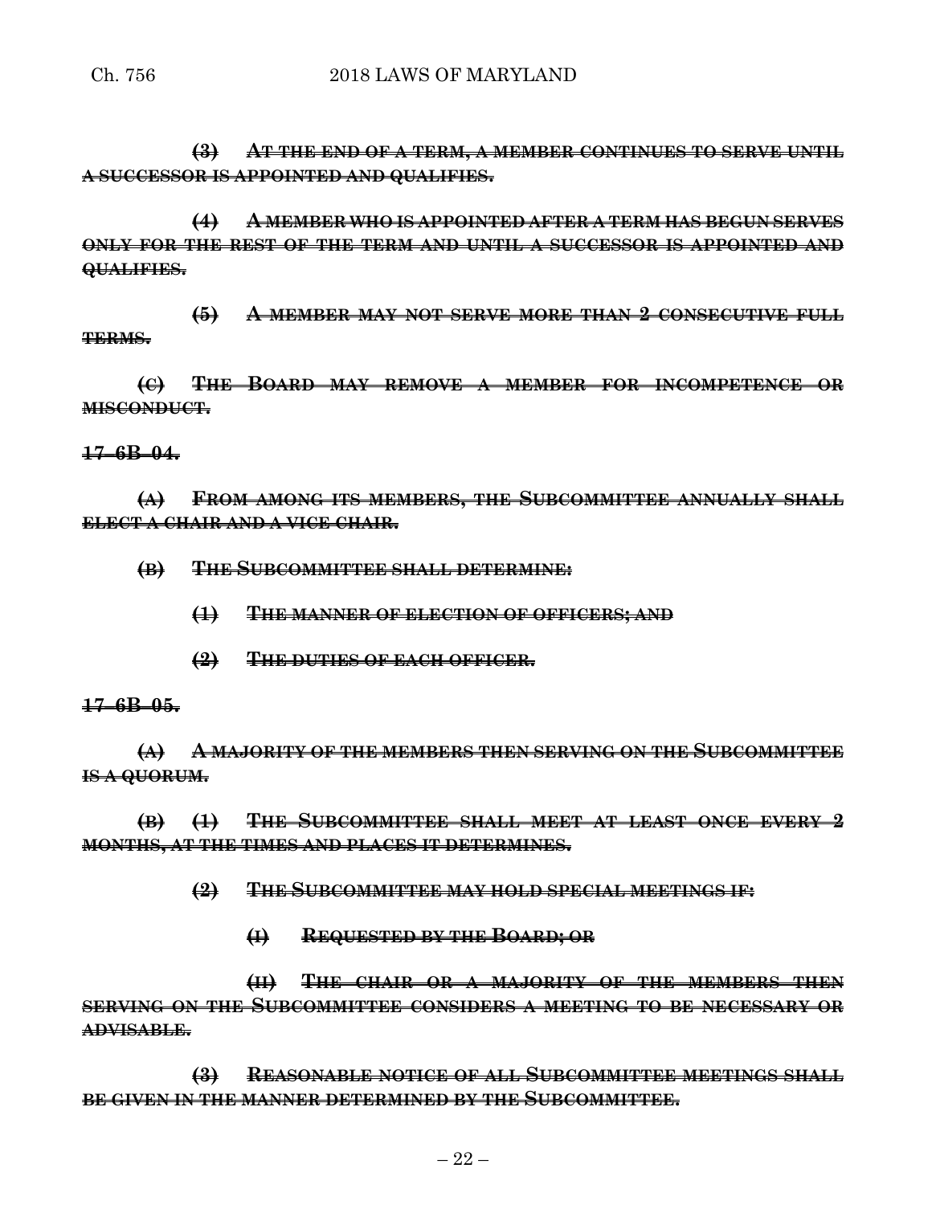~~**(3) AT THE END OF A TERM, A MEMBER CONTINUES TO SERVE UNTIL A SUCCESSOR IS APPOINTED AND QUALIFIES.**~~

~~**(4) A MEMBER WHO IS APPOINTED AFTER A TERM HAS BEGUN SERVES ONLY FOR THE REST OF THE TERM AND UNTIL A SUCCESSOR IS APPOINTED AND QUALIFIES.**~~

~~**(5) A MEMBER MAY NOT SERVE MORE THAN 2 CONSECUTIVE FULL TERMS.**~~

~~**(C) THE BOARD MAY REMOVE A MEMBER FOR INCOMPETENCE OR MISCONDUCT.**~~

~~**17–6B–04.**~~

~~**(A) FROM AMONG ITS MEMBERS, THE SUBCOMMITTEE ANNUALLY SHALL ELECT A CHAIR AND A VICE CHAIR.**~~

~~**(B) THE SUBCOMMITTEE SHALL DETERMINE:**~~

~~**(1) THE MANNER OF ELECTION OF OFFICERS; AND**~~

~~**(2) THE DUTIES OF EACH OFFICER.**~~

~~**17–6B–05.**~~

~~**(A) A MAJORITY OF THE MEMBERS THEN SERVING ON THE SUBCOMMITTEE IS A QUORUM.**~~

~~**(B) (1) THE SUBCOMMITTEE SHALL MEET AT LEAST ONCE EVERY 2 MONTHS, AT THE TIMES AND PLACES IT DETERMINES.**~~

~~**(2) THE SUBCOMMITTEE MAY HOLD SPECIAL MEETINGS IF:**~~

~~**(I) REQUESTED BY THE BOARD; OR**~~

~~**(II) THE CHAIR OR A MAJORITY OF THE MEMBERS THEN SERVING ON THE SUBCOMMITTEE CONSIDERS A MEETING TO BE NECESSARY OR ADVISABLE.**~~

~~**(3) REASONABLE NOTICE OF ALL SUBCOMMITTEE MEETINGS SHALL BE GIVEN IN THE MANNER DETERMINED BY THE SUBCOMMITTEE.**~~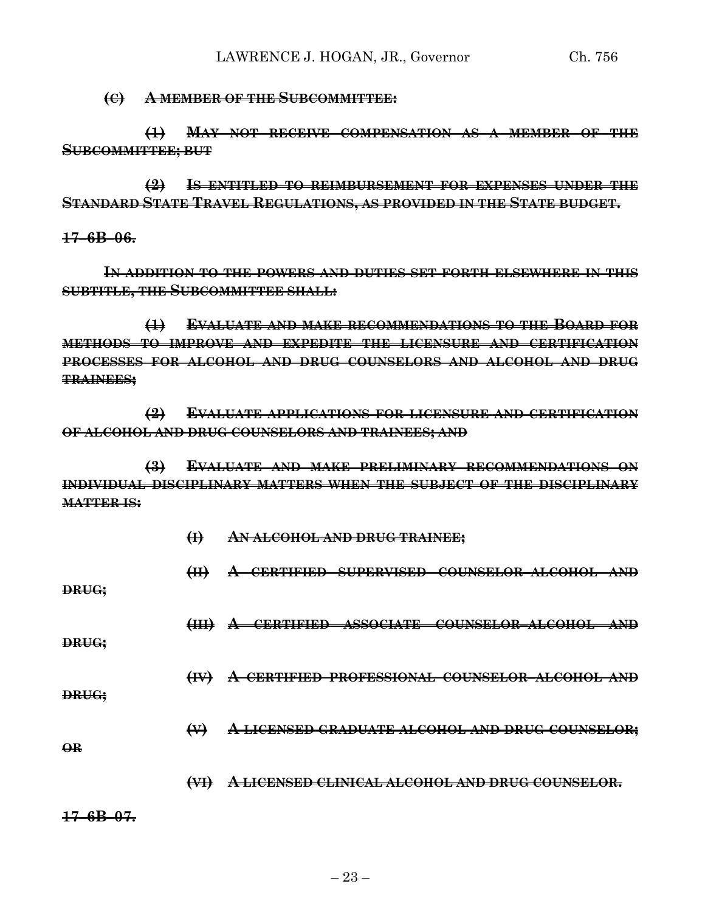~~**(C) A MEMBER OF THE SUBCOMMITTEE:**~~

~~**(1) MAY NOT RECEIVE COMPENSATION AS A MEMBER OF THE SUBCOMMITTEE; BUT**~~

~~**(2) IS ENTITLED TO REIMBURSEMENT FOR EXPENSES UNDER THE STANDARD STATE TRAVEL REGULATIONS, AS PROVIDED IN THE STATE BUDGET.**~~

~~**17–6B–06.**~~

~~**IN ADDITION TO THE POWERS AND DUTIES SET FORTH ELSEWHERE IN THIS SUBTITLE, THE SUBCOMMITTEE SHALL:**~~

~~**(1) EVALUATE AND MAKE RECOMMENDATIONS TO THE BOARD FOR METHODS TO IMPROVE AND EXPEDITE THE LICENSURE AND CERTIFICATION PROCESSES FOR ALCOHOL AND DRUG COUNSELORS AND ALCOHOL AND DRUG TRAINEES;**~~

~~**(2) EVALUATE APPLICATIONS FOR LICENSURE AND CERTIFICATION OF ALCOHOL AND DRUG COUNSELORS AND TRAINEES; AND**~~

~~**(3) EVALUATE AND MAKE PRELIMINARY RECOMMENDATIONS ON INDIVIDUAL DISCIPLINARY MATTERS WHEN THE SUBJECT OF THE DISCIPLINARY MATTER IS:**~~

~~**(I) AN ALCOHOL AND DRUG TRAINEE;**~~

~~**(II) A CERTIFIED SUPERVISED COUNSELOR–ALCOHOL AND DRUG;**~~

~~**(III) A CERTIFIED ASSOCIATE COUNSELOR–ALCOHOL AND DRUG;**~~

~~**(IV) A CERTIFIED PROFESSIONAL COUNSELOR–ALCOHOL AND DRUG;**~~

~~**(V) A LICENSED GRADUATE ALCOHOL AND DRUG COUNSELOR; OR**~~

~~**(VI) A LICENSED CLINICAL ALCOHOL AND DRUG COUNSELOR.**~~

~~**17–6B–07.**~~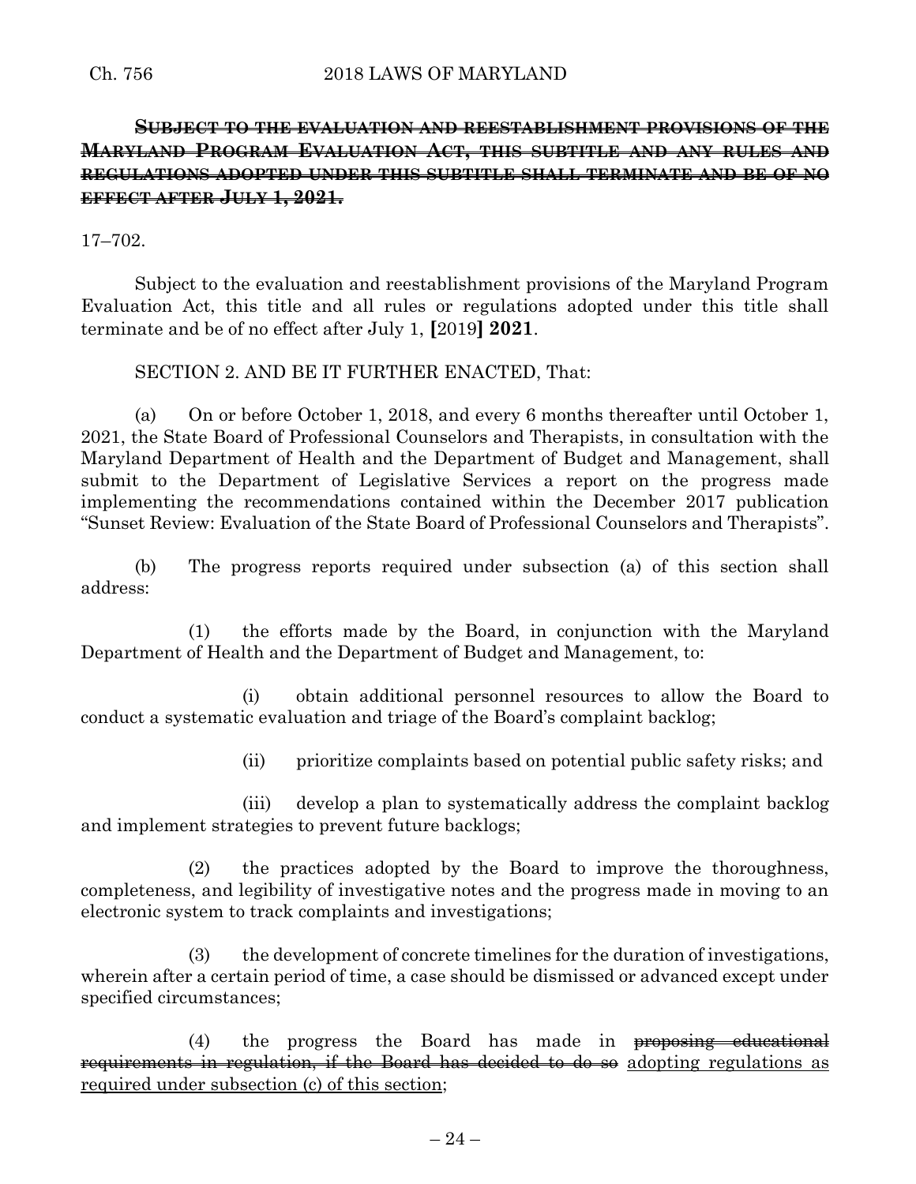**~~SUBJECT TO THE EVALUATION AND REESTABLISHMENT PROVISIONS OF THE MARYLAND PROGRAM EVALUATION ACT, THIS SUBTITLE AND ANY RULES AND REGULATIONS ADOPTED UNDER THIS SUBTITLE SHALL TERMINATE AND BE OF NO EFFECT AFTER JULY 1, 2021.~~**

17–702.

Subject to the evaluation and reestablishment provisions of the Maryland Program Evaluation Act, this title and all rules or regulations adopted under this title shall terminate and be of no effect after July 1, **[**2019**] 2021**.

SECTION 2. AND BE IT FURTHER ENACTED, That:

(a) On or before October 1, 2018, and every 6 months thereafter until October 1, 2021, the State Board of Professional Counselors and Therapists, in consultation with the Maryland Department of Health and the Department of Budget and Management, shall submit to the Department of Legislative Services a report on the progress made implementing the recommendations contained within the December 2017 publication "Sunset Review: Evaluation of the State Board of Professional Counselors and Therapists".

(b) The progress reports required under subsection (a) of this section shall address:

(1) the efforts made by the Board, in conjunction with the Maryland Department of Health and the Department of Budget and Management, to:

(i) obtain additional personnel resources to allow the Board to conduct a systematic evaluation and triage of the Board's complaint backlog;

(ii) prioritize complaints based on potential public safety risks; and

(iii) develop a plan to systematically address the complaint backlog and implement strategies to prevent future backlogs;

(2) the practices adopted by the Board to improve the thoroughness, completeness, and legibility of investigative notes and the progress made in moving to an electronic system to track complaints and investigations;

(3) the development of concrete timelines for the duration of investigations, wherein after a certain period of time, a case should be dismissed or advanced except under specified circumstances;

(4) the progress the Board has made in ~~proposing educational requirements in regulation, if the Board has decided to do so~~ <u>adopting regulations as required under subsection (c) of this section</u>;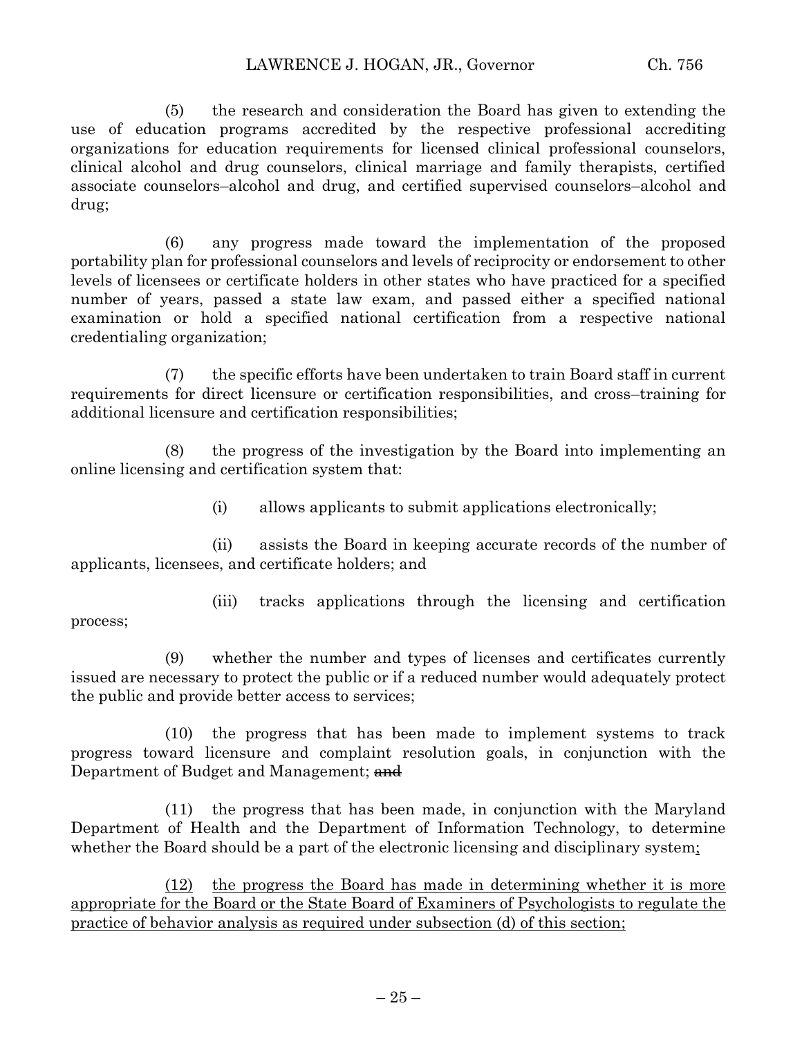(5) the research and consideration the Board has given to extending the use of education programs accredited by the respective professional accrediting organizations for education requirements for licensed clinical professional counselors, clinical alcohol and drug counselors, clinical marriage and family therapists, certified associate counselors–alcohol and drug, and certified supervised counselors–alcohol and drug;

(6) any progress made toward the implementation of the proposed portability plan for professional counselors and levels of reciprocity or endorsement to other levels of licensees or certificate holders in other states who have practiced for a specified number of years, passed a state law exam, and passed either a specified national examination or hold a specified national certification from a respective national credentialing organization;

(7) the specific efforts have been undertaken to train Board staff in current requirements for direct licensure or certification responsibilities, and cross–training for additional licensure and certification responsibilities;

(8) the progress of the investigation by the Board into implementing an online licensing and certification system that:

(i) allows applicants to submit applications electronically;

(ii) assists the Board in keeping accurate records of the number of applicants, licensees, and certificate holders; and

(iii) tracks applications through the licensing and certification process;

(9) whether the number and types of licenses and certificates currently issued are necessary to protect the public or if a reduced number would adequately protect the public and provide better access to services;

(10) the progress that has been made to implement systems to track progress toward licensure and complaint resolution goals, in conjunction with the Department of Budget and Management; ~~and~~

(11) the progress that has been made, in conjunction with the Maryland Department of Health and the Department of Information Technology, to determine whether the Board should be a part of the electronic licensing and disciplinary system<u>;</u>

<u>(12) the progress the Board has made in determining whether it is more appropriate for the Board or the State Board of Examiners of Psychologists to regulate the practice of behavior analysis as required under subsection (d) of this section;</u>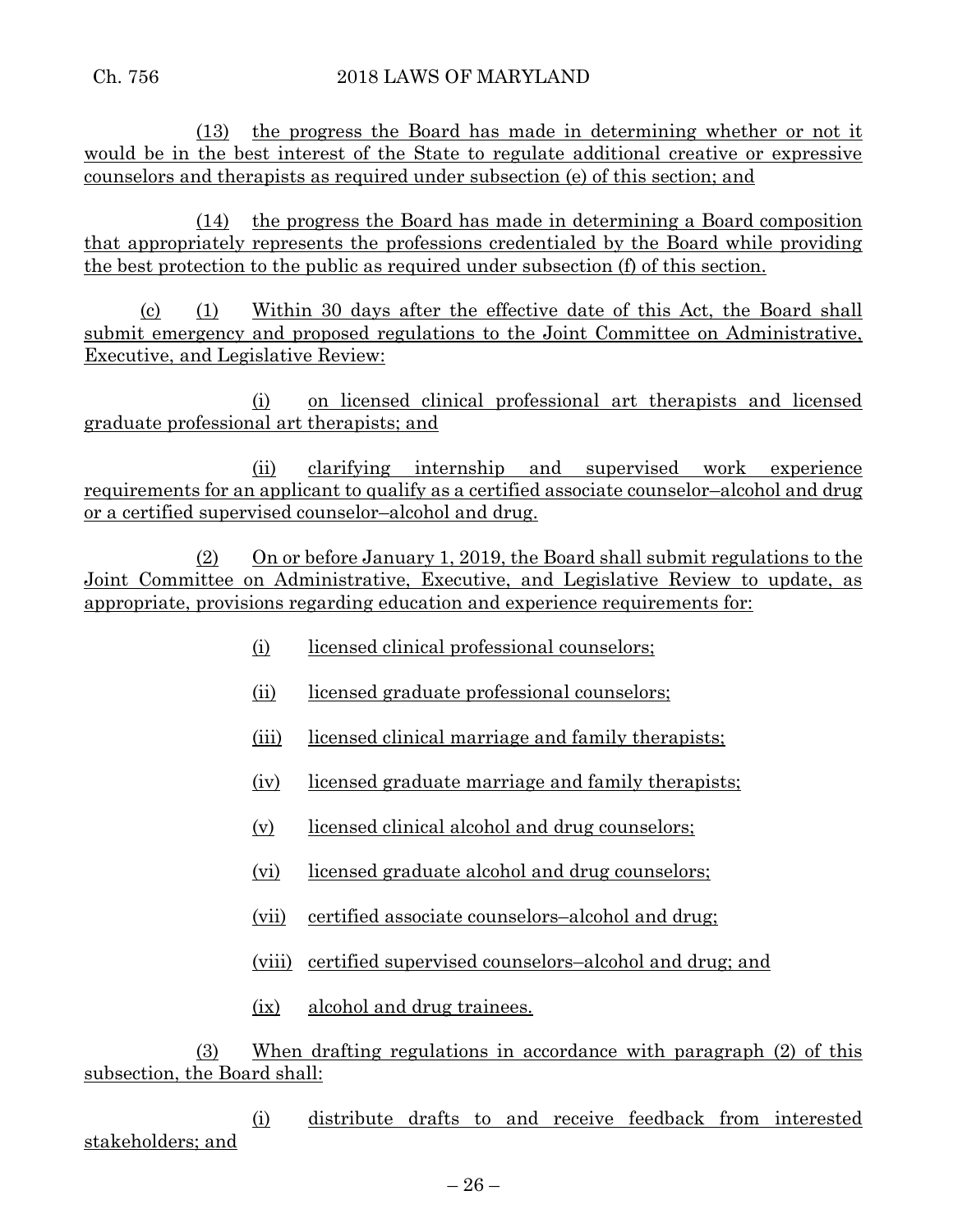(13) the progress the Board has made in determining whether or not it would be in the best interest of the State to regulate additional creative or expressive counselors and therapists as required under subsection (e) of this section; and

(14) the progress the Board has made in determining a Board composition that appropriately represents the professions credentialed by the Board while providing the best protection to the public as required under subsection (f) of this section.

(c) (1) Within 30 days after the effective date of this Act, the Board shall submit emergency and proposed regulations to the Joint Committee on Administrative, Executive, and Legislative Review:

(i) on licensed clinical professional art therapists and licensed graduate professional art therapists; and

(ii) clarifying internship and supervised work experience requirements for an applicant to qualify as a certified associate counselor–alcohol and drug or a certified supervised counselor–alcohol and drug.

(2) On or before January 1, 2019, the Board shall submit regulations to the Joint Committee on Administrative, Executive, and Legislative Review to update, as appropriate, provisions regarding education and experience requirements for:

(i) licensed clinical professional counselors;

(ii) licensed graduate professional counselors;

(iii) licensed clinical marriage and family therapists;

(iv) licensed graduate marriage and family therapists;

(v) licensed clinical alcohol and drug counselors;

(vi) licensed graduate alcohol and drug counselors;

(vii) certified associate counselors–alcohol and drug;

(viii) certified supervised counselors–alcohol and drug; and

(ix) alcohol and drug trainees.

(3) When drafting regulations in accordance with paragraph (2) of this subsection, the Board shall:

(i) distribute drafts to and receive feedback from interested stakeholders; and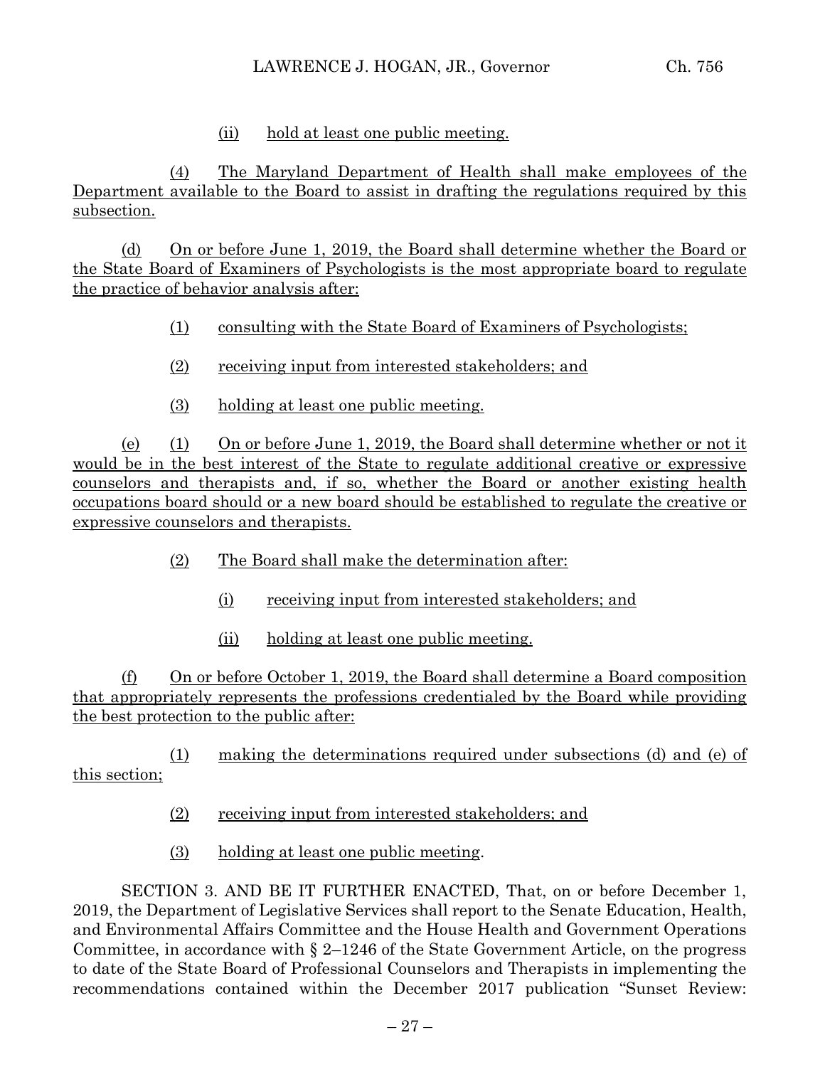(ii) hold at least one public meeting.

(4) The Maryland Department of Health shall make employees of the Department available to the Board to assist in drafting the regulations required by this subsection.

(d) On or before June 1, 2019, the Board shall determine whether the Board or the State Board of Examiners of Psychologists is the most appropriate board to regulate the practice of behavior analysis after:

(1) consulting with the State Board of Examiners of Psychologists;

(2) receiving input from interested stakeholders; and

(3) holding at least one public meeting.

(e) (1) On or before June 1, 2019, the Board shall determine whether or not it would be in the best interest of the State to regulate additional creative or expressive counselors and therapists and, if so, whether the Board or another existing health occupations board should or a new board should be established to regulate the creative or expressive counselors and therapists.

(2) The Board shall make the determination after:

(i) receiving input from interested stakeholders; and

(ii) holding at least one public meeting.

(f) On or before October 1, 2019, the Board shall determine a Board composition that appropriately represents the professions credentialed by the Board while providing the best protection to the public after:

(1) making the determinations required under subsections (d) and (e) of this section;

(2) receiving input from interested stakeholders; and

(3) holding at least one public meeting.

SECTION 3. AND BE IT FURTHER ENACTED, That, on or before December 1, 2019, the Department of Legislative Services shall report to the Senate Education, Health, and Environmental Affairs Committee and the House Health and Government Operations Committee, in accordance with § 2–1246 of the State Government Article, on the progress to date of the State Board of Professional Counselors and Therapists in implementing the recommendations contained within the December 2017 publication "Sunset Review: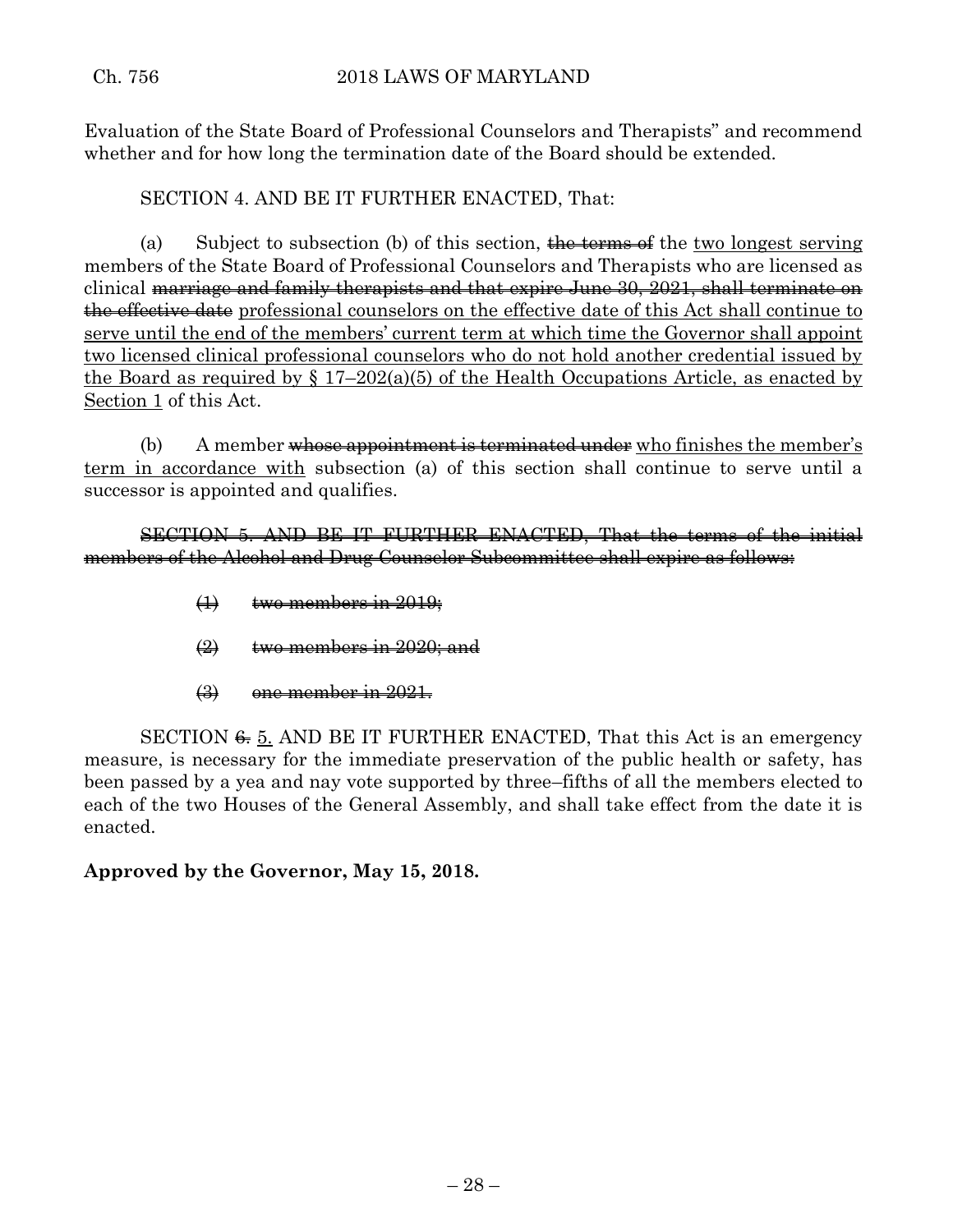Evaluation of the State Board of Professional Counselors and Therapists" and recommend whether and for how long the termination date of the Board should be extended.

SECTION 4. AND BE IT FURTHER ENACTED, That:

(a) Subject to subsection (b) of this section, ~~the terms of~~ the <u>two longest serving</u> members of the State Board of Professional Counselors and Therapists who are licensed as clinical ~~marriage and family therapists and that expire June 30, 2021, shall terminate on the effective date~~ <u>professional counselors on the effective date of this Act shall continue to serve until the end of the members' current term at which time the Governor shall appoint two licensed clinical professional counselors who do not hold another credential issued by the Board as required by § 17–202(a)(5) of the Health Occupations Article, as enacted by Section 1</u> of this Act.

(b) A member ~~whose appointment is terminated under~~ <u>who finishes the member's term in accordance with</u> subsection (a) of this section shall continue to serve until a successor is appointed and qualifies.

~~SECTION 5. AND BE IT FURTHER ENACTED, That the terms of the initial members of the Alcohol and Drug Counselor Subcommittee shall expire as follows:~~

~~(1) two members in 2019;~~

~~(2) two members in 2020; and~~

~~(3) one member in 2021.~~

SECTION ~~6.~~ <u>5.</u> AND BE IT FURTHER ENACTED, That this Act is an emergency measure, is necessary for the immediate preservation of the public health or safety, has been passed by a yea and nay vote supported by three–fifths of all the members elected to each of the two Houses of the General Assembly, and shall take effect from the date it is enacted.

**Approved by the Governor, May 15, 2018.**